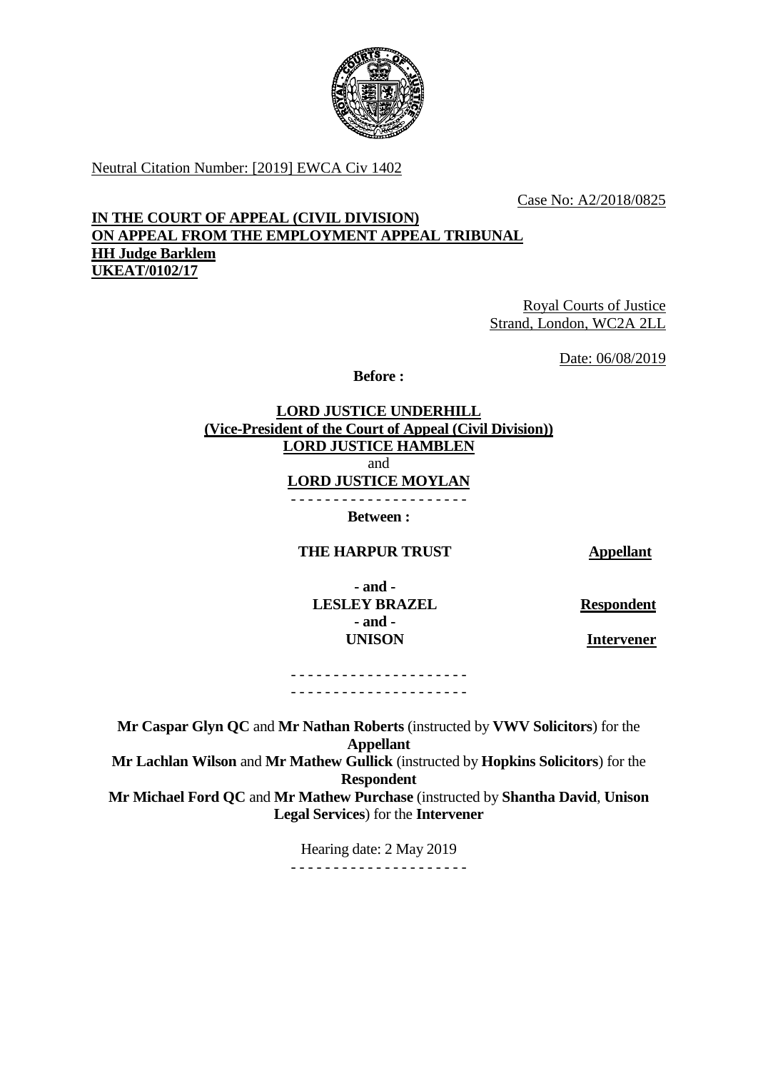Neutral Citation Number: [2019] EWCA Civ 1402

Case No: A2/2018/0825

**IN THE COURT OF APPEAL (CIVIL DIVISION)**
**ON APPEAL FROM THE EMPLOYMENT APPEAL TRIBUNAL**
**HH Judge Barklem**
**UKEAT/0102/17**

Royal Courts of Justice
Strand, London, WC2A 2LL

Date: 06/08/2019

**Before :**

**LORD JUSTICE UNDERHILL**
**(Vice-President of the Court of Appeal (Civil Division))**
**LORD JUSTICE HAMBLEN**
and
**LORD JUSTICE MOYLAN**

- - - - - - - - - - - - - - - - - - - - -

**Between :**

| | |
|---|---|
| **THE HARPUR TRUST** | **Appellant** |
| **- and -** | |
| **LESLEY BRAZEL** | **Respondent** |
| **- and -** | |
| **UNISON** | **Intervener** |

- - - - - - - - - - - - - - - - - - - - -
- - - - - - - - - - - - - - - - - - - - -

**Mr Caspar Glyn QC** and **Mr Nathan Roberts** (instructed by **VWV Solicitors**) for the **Appellant**
**Mr Lachlan Wilson** and **Mr Mathew Gullick** (instructed by **Hopkins Solicitors**) for the **Respondent**
**Mr Michael Ford QC** and **Mr Mathew Purchase** (instructed by **Shantha David**, **Unison Legal Services**) for the **Intervener**

Hearing date: 2 May 2019

- - - - - - - - - - - - - - - - - - - - -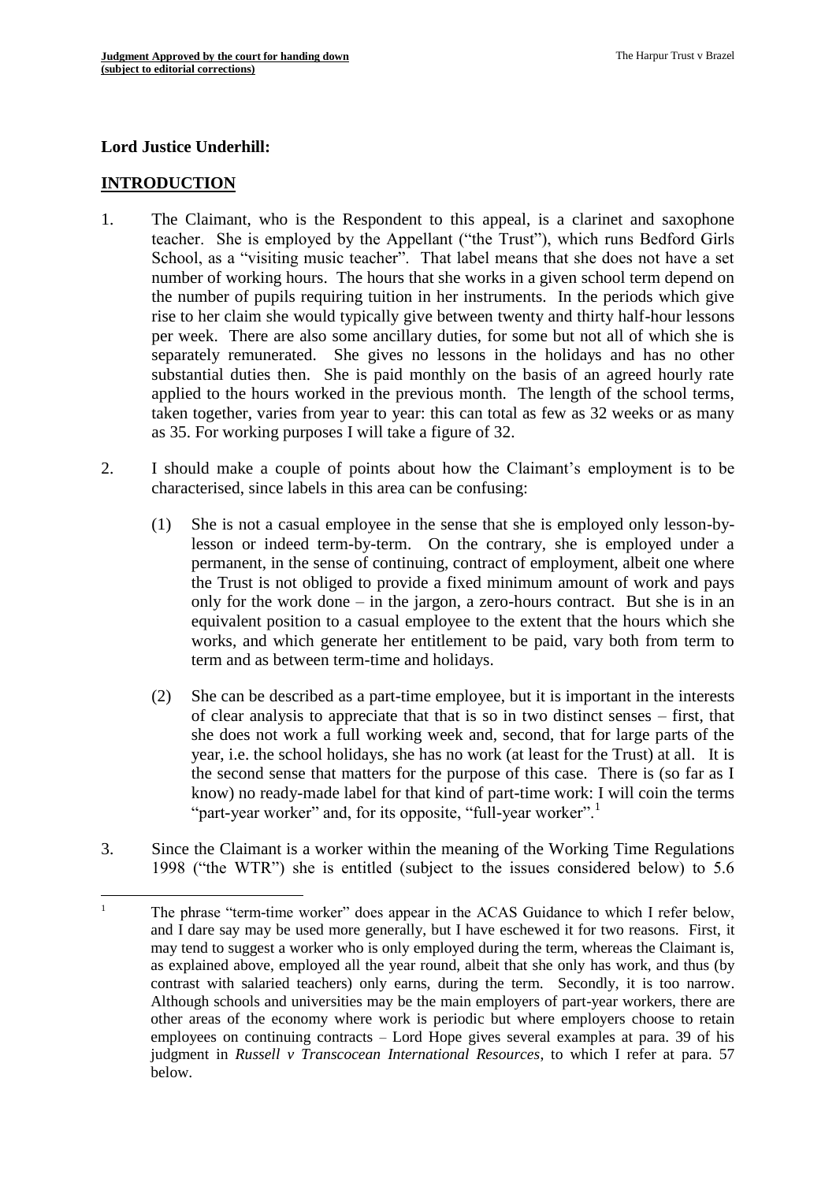**Lord Justice Underhill:**

## INTRODUCTION

1. The Claimant, who is the Respondent to this appeal, is a clarinet and saxophone teacher. She is employed by the Appellant ("the Trust"), which runs Bedford Girls School, as a "visiting music teacher". That label means that she does not have a set number of working hours. The hours that she works in a given school term depend on the number of pupils requiring tuition in her instruments. In the periods which give rise to her claim she would typically give between twenty and thirty half-hour lessons per week. There are also some ancillary duties, for some but not all of which she is separately remunerated. She gives no lessons in the holidays and has no other substantial duties then. She is paid monthly on the basis of an agreed hourly rate applied to the hours worked in the previous month. The length of the school terms, taken together, varies from year to year: this can total as few as 32 weeks or as many as 35. For working purposes I will take a figure of 32.

2. I should make a couple of points about how the Claimant's employment is to be characterised, since labels in this area can be confusing:

   (1) She is not a casual employee in the sense that she is employed only lesson-by-lesson or indeed term-by-term. On the contrary, she is employed under a permanent, in the sense of continuing, contract of employment, albeit one where the Trust is not obliged to provide a fixed minimum amount of work and pays only for the work done – in the jargon, a zero-hours contract. But she is in an equivalent position to a casual employee to the extent that the hours which she works, and which generate her entitlement to be paid, vary both from term to term and as between term-time and holidays.

   (2) She can be described as a part-time employee, but it is important in the interests of clear analysis to appreciate that that is so in two distinct senses – first, that she does not work a full working week and, second, that for large parts of the year, i.e. the school holidays, she has no work (at least for the Trust) at all. It is the second sense that matters for the purpose of this case. There is (so far as I know) no ready-made label for that kind of part-time work: I will coin the terms "part-year worker" and, for its opposite, "full-year worker".[1]

3. Since the Claimant is a worker within the meaning of the Working Time Regulations 1998 ("the WTR") she is entitled (subject to the issues considered below) to 5.6

[1] The phrase "term-time worker" does appear in the ACAS Guidance to which I refer below, and I dare say may be used more generally, but I have eschewed it for two reasons. First, it may tend to suggest a worker who is only employed during the term, whereas the Claimant is, as explained above, employed all the year round, albeit that she only has work, and thus (by contrast with salaried teachers) only earns, during the term. Secondly, it is too narrow. Although schools and universities may be the main employers of part-year workers, there are other areas of the economy where work is periodic but where employers choose to retain employees on continuing contracts – Lord Hope gives several examples at para. 39 of his judgment in *Russell v Transcocean International Resources*, to which I refer at para. 57 below.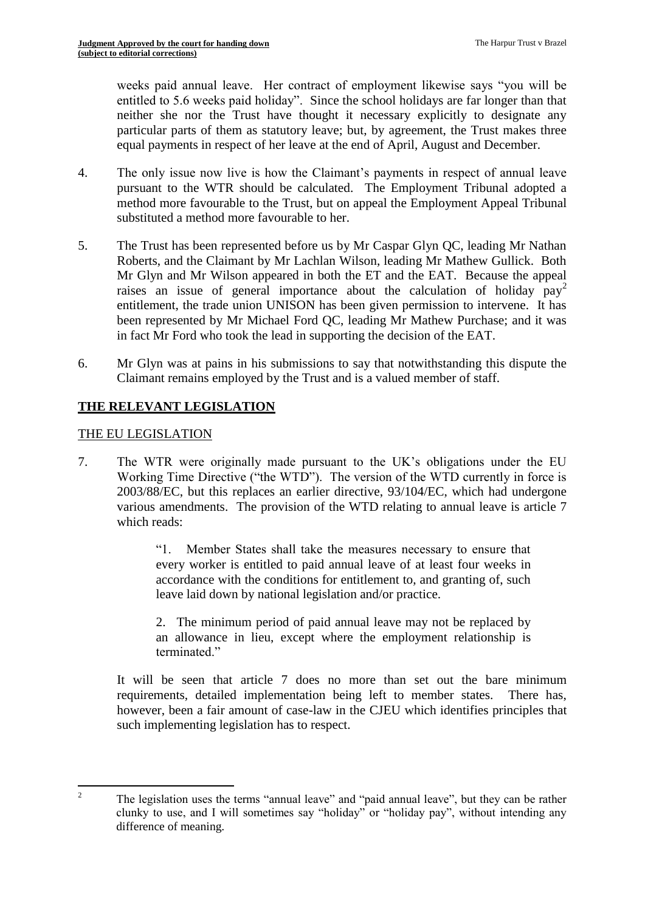weeks paid annual leave. Her contract of employment likewise says "you will be entitled to 5.6 weeks paid holiday". Since the school holidays are far longer than that neither she nor the Trust have thought it necessary explicitly to designate any particular parts of them as statutory leave; but, by agreement, the Trust makes three equal payments in respect of her leave at the end of April, August and December.

4. The only issue now live is how the Claimant's payments in respect of annual leave pursuant to the WTR should be calculated. The Employment Tribunal adopted a method more favourable to the Trust, but on appeal the Employment Appeal Tribunal substituted a method more favourable to her.

5. The Trust has been represented before us by Mr Caspar Glyn QC, leading Mr Nathan Roberts, and the Claimant by Mr Lachlan Wilson, leading Mr Mathew Gullick. Both Mr Glyn and Mr Wilson appeared in both the ET and the EAT. Because the appeal raises an issue of general importance about the calculation of holiday pay[2] entitlement, the trade union UNISON has been given permission to intervene. It has been represented by Mr Michael Ford QC, leading Mr Mathew Purchase; and it was in fact Mr Ford who took the lead in supporting the decision of the EAT.

6. Mr Glyn was at pains in his submissions to say that notwithstanding this dispute the Claimant remains employed by the Trust and is a valued member of staff.

## **THE RELEVANT LEGISLATION**

### THE EU LEGISLATION

7. The WTR were originally made pursuant to the UK's obligations under the EU Working Time Directive ("the WTD"). The version of the WTD currently in force is 2003/88/EC, but this replaces an earlier directive, 93/104/EC, which had undergone various amendments. The provision of the WTD relating to annual leave is article 7 which reads:

> "1. Member States shall take the measures necessary to ensure that every worker is entitled to paid annual leave of at least four weeks in accordance with the conditions for entitlement to, and granting of, such leave laid down by national legislation and/or practice.
>
> 2. The minimum period of paid annual leave may not be replaced by an allowance in lieu, except where the employment relationship is terminated."

It will be seen that article 7 does no more than set out the bare minimum requirements, detailed implementation being left to member states. There has, however, been a fair amount of case-law in the CJEU which identifies principles that such implementing legislation has to respect.

---

[2] The legislation uses the terms "annual leave" and "paid annual leave", but they can be rather clunky to use, and I will sometimes say "holiday" or "holiday pay", without intending any difference of meaning.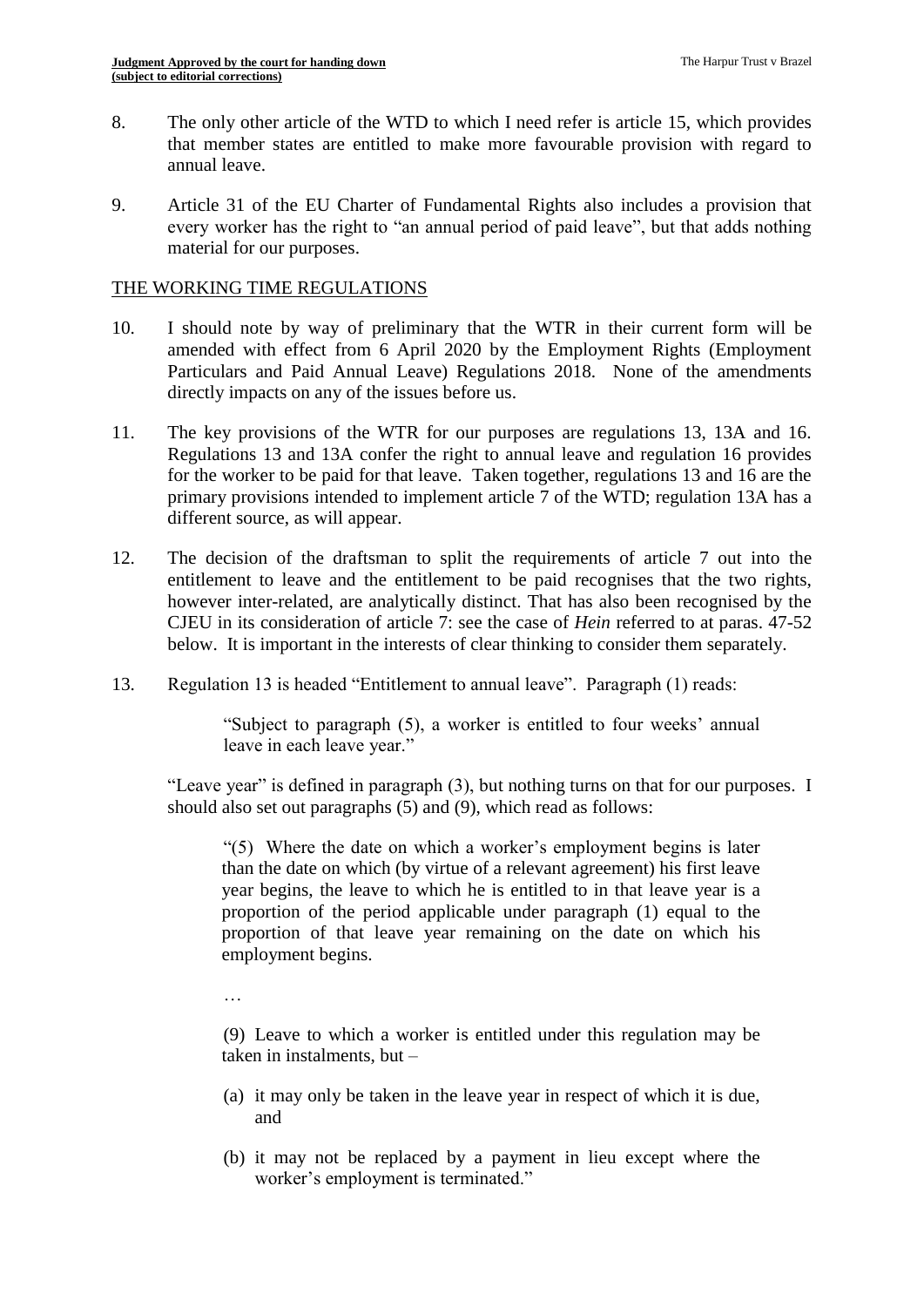8. The only other article of the WTD to which I need refer is article 15, which provides that member states are entitled to make more favourable provision with regard to annual leave.

9. Article 31 of the EU Charter of Fundamental Rights also includes a provision that every worker has the right to "an annual period of paid leave", but that adds nothing material for our purposes.

## THE WORKING TIME REGULATIONS

10. I should note by way of preliminary that the WTR in their current form will be amended with effect from 6 April 2020 by the Employment Rights (Employment Particulars and Paid Annual Leave) Regulations 2018. None of the amendments directly impacts on any of the issues before us.

11. The key provisions of the WTR for our purposes are regulations 13, 13A and 16. Regulations 13 and 13A confer the right to annual leave and regulation 16 provides for the worker to be paid for that leave. Taken together, regulations 13 and 16 are the primary provisions intended to implement article 7 of the WTD; regulation 13A has a different source, as will appear.

12. The decision of the draftsman to split the requirements of article 7 out into the entitlement to leave and the entitlement to be paid recognises that the two rights, however inter-related, are analytically distinct. That has also been recognised by the CJEU in its consideration of article 7: see the case of *Hein* referred to at paras. 47-52 below. It is important in the interests of clear thinking to consider them separately.

13. Regulation 13 is headed "Entitlement to annual leave". Paragraph (1) reads:

> "Subject to paragraph (5), a worker is entitled to four weeks' annual leave in each leave year."

"Leave year" is defined in paragraph (3), but nothing turns on that for our purposes. I should also set out paragraphs (5) and (9), which read as follows:

> "(5) Where the date on which a worker's employment begins is later than the date on which (by virtue of a relevant agreement) his first leave year begins, the leave to which he is entitled to in that leave year is a proportion of the period applicable under paragraph (1) equal to the proportion of that leave year remaining on the date on which his employment begins.
>
> …
>
> (9) Leave to which a worker is entitled under this regulation may be taken in instalments, but –
>
> (a) it may only be taken in the leave year in respect of which it is due, and
>
> (b) it may not be replaced by a payment in lieu except where the worker's employment is terminated."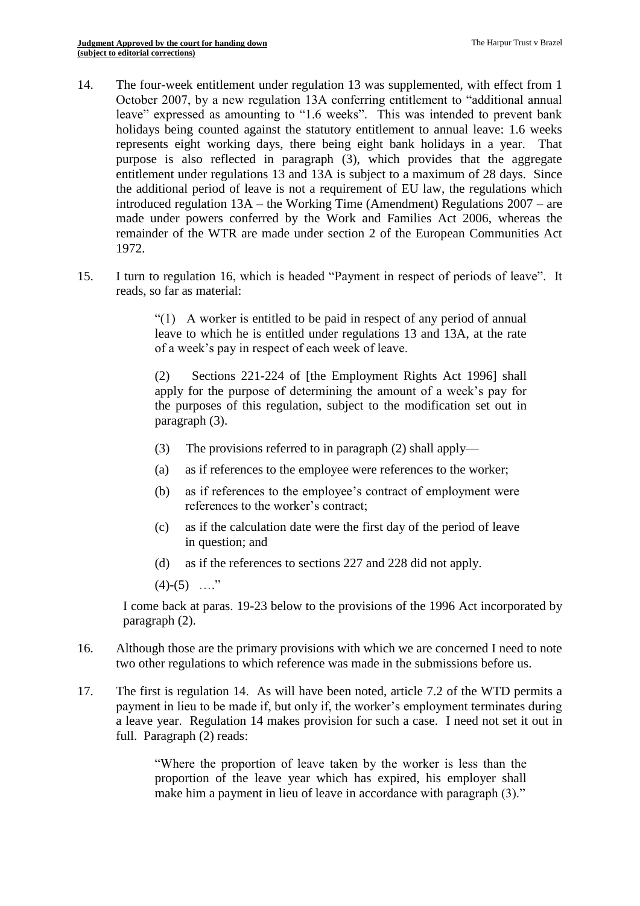14. The four-week entitlement under regulation 13 was supplemented, with effect from 1 October 2007, by a new regulation 13A conferring entitlement to "additional annual leave" expressed as amounting to "1.6 weeks". This was intended to prevent bank holidays being counted against the statutory entitlement to annual leave: 1.6 weeks represents eight working days, there being eight bank holidays in a year. That purpose is also reflected in paragraph (3), which provides that the aggregate entitlement under regulations 13 and 13A is subject to a maximum of 28 days. Since the additional period of leave is not a requirement of EU law, the regulations which introduced regulation 13A – the Working Time (Amendment) Regulations 2007 – are made under powers conferred by the Work and Families Act 2006, whereas the remainder of the WTR are made under section 2 of the European Communities Act 1972.

15. I turn to regulation 16, which is headed "Payment in respect of periods of leave". It reads, so far as material:

> "(1) A worker is entitled to be paid in respect of any period of annual leave to which he is entitled under regulations 13 and 13A, at the rate of a week's pay in respect of each week of leave.
>
> (2) Sections 221-224 of [the Employment Rights Act 1996] shall apply for the purpose of determining the amount of a week's pay for the purposes of this regulation, subject to the modification set out in paragraph (3).
>
> (3) The provisions referred to in paragraph (2) shall apply—
>
> (a) as if references to the employee were references to the worker;
>
> (b) as if references to the employee's contract of employment were references to the worker's contract;
>
> (c) as if the calculation date were the first day of the period of leave in question; and
>
> (d) as if the references to sections 227 and 228 did not apply.
>
> (4)-(5) …."

I come back at paras. 19-23 below to the provisions of the 1996 Act incorporated by paragraph (2).

16. Although those are the primary provisions with which we are concerned I need to note two other regulations to which reference was made in the submissions before us.

17. The first is regulation 14. As will have been noted, article 7.2 of the WTD permits a payment in lieu to be made if, but only if, the worker's employment terminates during a leave year. Regulation 14 makes provision for such a case. I need not set it out in full. Paragraph (2) reads:

> "Where the proportion of leave taken by the worker is less than the proportion of the leave year which has expired, his employer shall make him a payment in lieu of leave in accordance with paragraph (3)."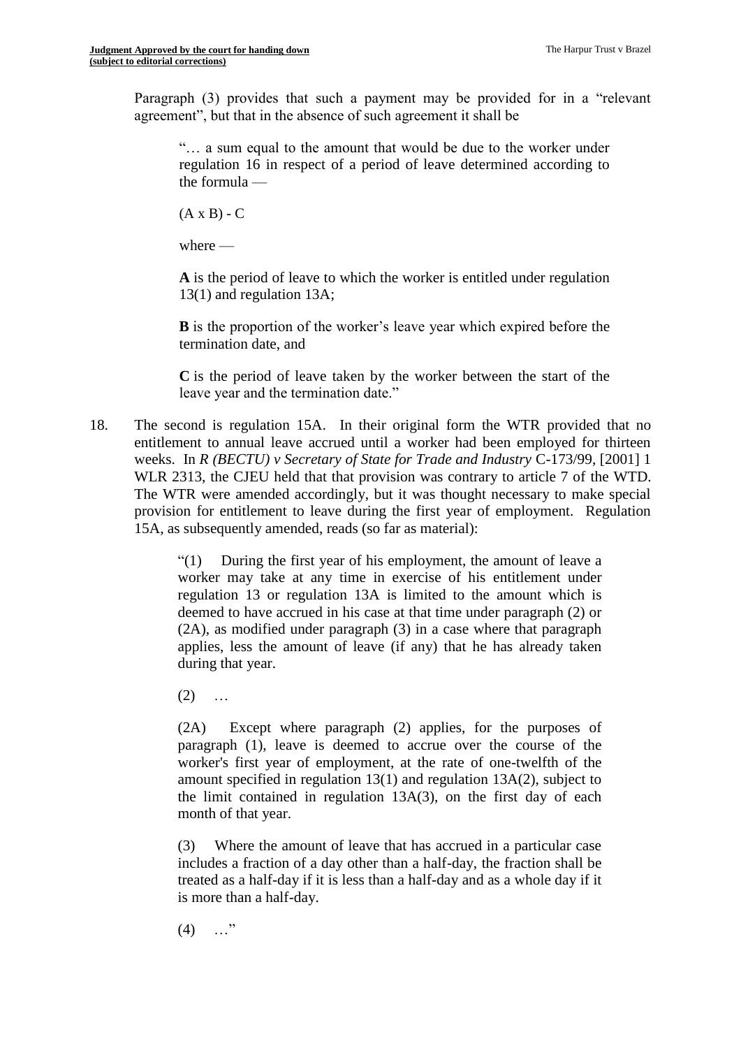Paragraph (3) provides that such a payment may be provided for in a "relevant agreement", but that in the absence of such agreement it shall be

> "… a sum equal to the amount that would be due to the worker under regulation 16 in respect of a period of leave determined according to the formula —
>
> (A x B) - C
>
> where —
>
> **A** is the period of leave to which the worker is entitled under regulation 13(1) and regulation 13A;
>
> **B** is the proportion of the worker's leave year which expired before the termination date, and
>
> **C** is the period of leave taken by the worker between the start of the leave year and the termination date."

18. The second is regulation 15A. In their original form the WTR provided that no entitlement to annual leave accrued until a worker had been employed for thirteen weeks. In *R (BECTU) v Secretary of State for Trade and Industry* C-173/99, [2001] 1 WLR 2313, the CJEU held that that provision was contrary to article 7 of the WTD. The WTR were amended accordingly, but it was thought necessary to make special provision for entitlement to leave during the first year of employment. Regulation 15A, as subsequently amended, reads (so far as material):

> "(1) During the first year of his employment, the amount of leave a worker may take at any time in exercise of his entitlement under regulation 13 or regulation 13A is limited to the amount which is deemed to have accrued in his case at that time under paragraph (2) or (2A), as modified under paragraph (3) in a case where that paragraph applies, less the amount of leave (if any) that he has already taken during that year.
>
> (2) …
>
> (2A) Except where paragraph (2) applies, for the purposes of paragraph (1), leave is deemed to accrue over the course of the worker's first year of employment, at the rate of one-twelfth of the amount specified in regulation 13(1) and regulation 13A(2), subject to the limit contained in regulation 13A(3), on the first day of each month of that year.
>
> (3) Where the amount of leave that has accrued in a particular case includes a fraction of a day other than a half-day, the fraction shall be treated as a half-day if it is less than a half-day and as a whole day if it is more than a half-day.
>
> (4) …"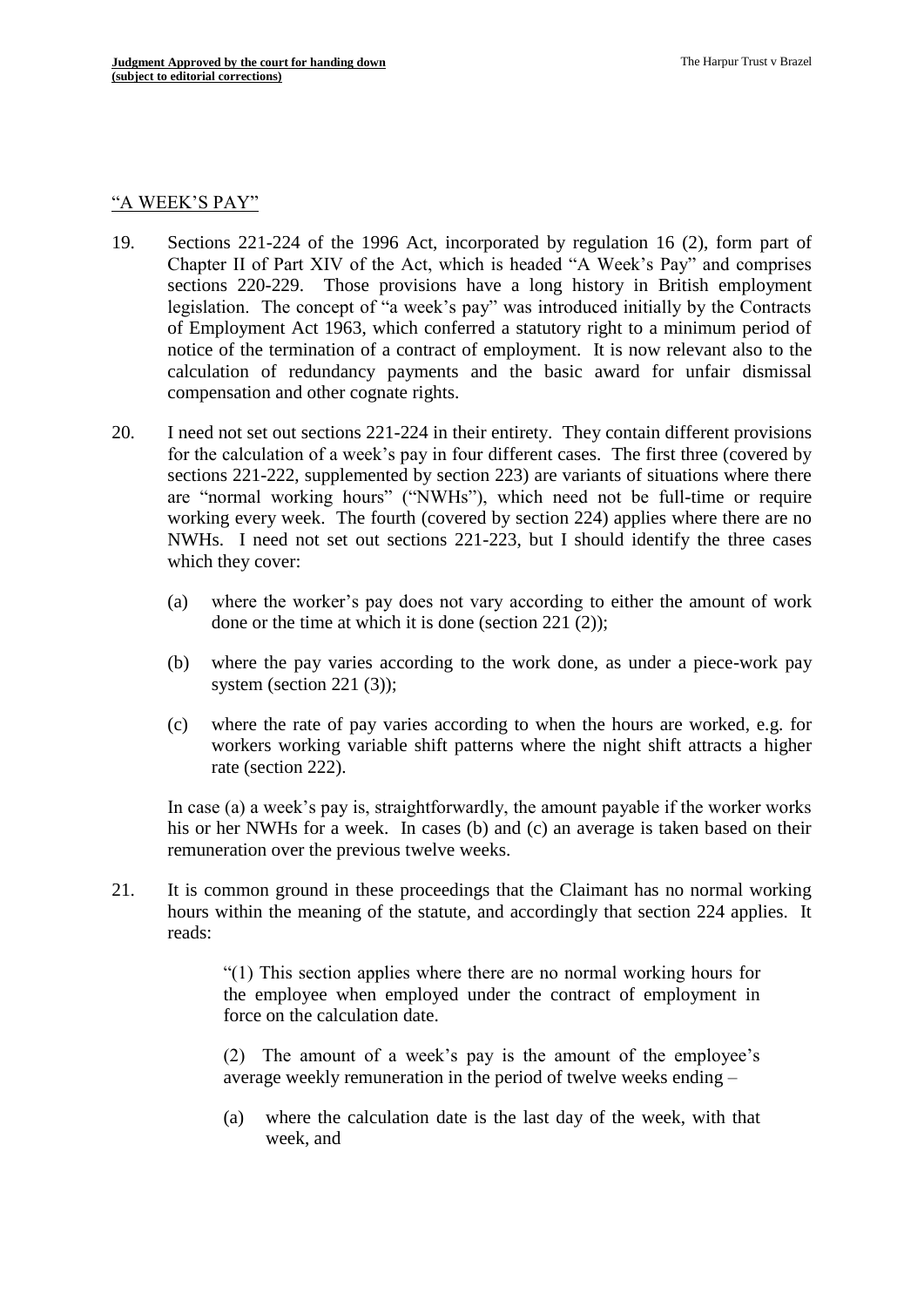## "A WEEK'S PAY"

19. Sections 221-224 of the 1996 Act, incorporated by regulation 16 (2), form part of Chapter II of Part XIV of the Act, which is headed "A Week's Pay" and comprises sections 220-229. Those provisions have a long history in British employment legislation. The concept of "a week's pay" was introduced initially by the Contracts of Employment Act 1963, which conferred a statutory right to a minimum period of notice of the termination of a contract of employment. It is now relevant also to the calculation of redundancy payments and the basic award for unfair dismissal compensation and other cognate rights.

20. I need not set out sections 221-224 in their entirety. They contain different provisions for the calculation of a week's pay in four different cases. The first three (covered by sections 221-222, supplemented by section 223) are variants of situations where there are "normal working hours" ("NWHs"), which need not be full-time or require working every week. The fourth (covered by section 224) applies where there are no NWHs. I need not set out sections 221-223, but I should identify the three cases which they cover:

    (a) where the worker's pay does not vary according to either the amount of work done or the time at which it is done (section 221 (2));

    (b) where the pay varies according to the work done, as under a piece-work pay system (section 221 (3));

    (c) where the rate of pay varies according to when the hours are worked, e.g. for workers working variable shift patterns where the night shift attracts a higher rate (section 222).

    In case (a) a week's pay is, straightforwardly, the amount payable if the worker works his or her NWHs for a week. In cases (b) and (c) an average is taken based on their remuneration over the previous twelve weeks.

21. It is common ground in these proceedings that the Claimant has no normal working hours within the meaning of the statute, and accordingly that section 224 applies. It reads:

    > "(1) This section applies where there are no normal working hours for the employee when employed under the contract of employment in force on the calculation date.
    >
    > (2) The amount of a week's pay is the amount of the employee's average weekly remuneration in the period of twelve weeks ending –
    >
    > (a) where the calculation date is the last day of the week, with that week, and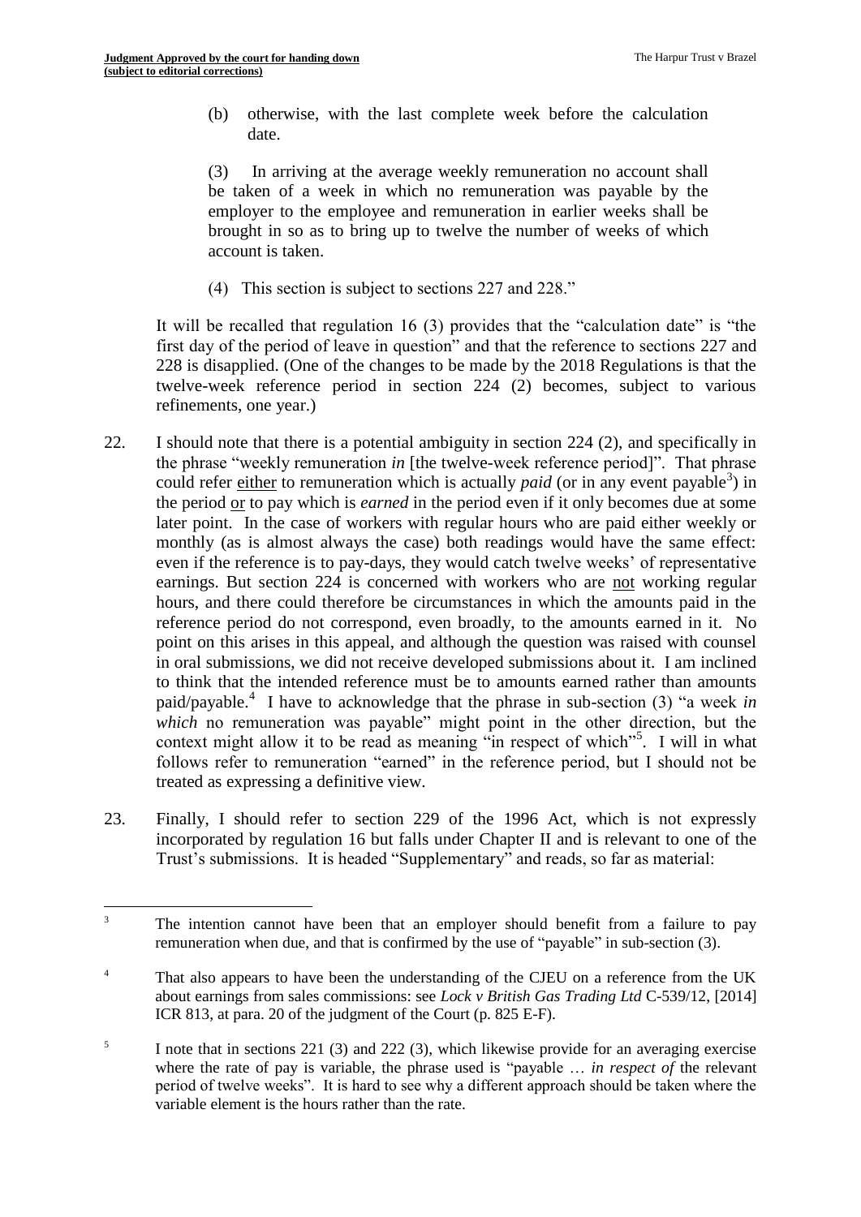(b) otherwise, with the last complete week before the calculation date.

(3) In arriving at the average weekly remuneration no account shall be taken of a week in which no remuneration was payable by the employer to the employee and remuneration in earlier weeks shall be brought in so as to bring up to twelve the number of weeks of which account is taken.

(4) This section is subject to sections 227 and 228."

It will be recalled that regulation 16 (3) provides that the "calculation date" is "the first day of the period of leave in question" and that the reference to sections 227 and 228 is disapplied. (One of the changes to be made by the 2018 Regulations is that the twelve-week reference period in section 224 (2) becomes, subject to various refinements, one year.)

22. I should note that there is a potential ambiguity in section 224 (2), and specifically in the phrase "weekly remuneration *in* [the twelve-week reference period]". That phrase could refer either to remuneration which is actually *paid* (or in any event payable[3]) in the period or to pay which is *earned* in the period even if it only becomes due at some later point. In the case of workers with regular hours who are paid either weekly or monthly (as is almost always the case) both readings would have the same effect: even if the reference is to pay-days, they would catch twelve weeks' of representative earnings. But section 224 is concerned with workers who are not working regular hours, and there could therefore be circumstances in which the amounts paid in the reference period do not correspond, even broadly, to the amounts earned in it. No point on this arises in this appeal, and although the question was raised with counsel in oral submissions, we did not receive developed submissions about it. I am inclined to think that the intended reference must be to amounts earned rather than amounts paid/payable.[4] I have to acknowledge that the phrase in sub-section (3) "a week *in which* no remuneration was payable" might point in the other direction, but the context might allow it to be read as meaning "in respect of which"[5]. I will in what follows refer to remuneration "earned" in the reference period, but I should not be treated as expressing a definitive view.

23. Finally, I should refer to section 229 of the 1996 Act, which is not expressly incorporated by regulation 16 but falls under Chapter II and is relevant to one of the Trust's submissions. It is headed "Supplementary" and reads, so far as material:

---

[3] The intention cannot have been that an employer should benefit from a failure to pay remuneration when due, and that is confirmed by the use of "payable" in sub-section (3).

[4] That also appears to have been the understanding of the CJEU on a reference from the UK about earnings from sales commissions: see *Lock v British Gas Trading Ltd* C-539/12, [2014] ICR 813, at para. 20 of the judgment of the Court (p. 825 E-F).

[5] I note that in sections 221 (3) and 222 (3), which likewise provide for an averaging exercise where the rate of pay is variable, the phrase used is "payable … *in respect of* the relevant period of twelve weeks". It is hard to see why a different approach should be taken where the variable element is the hours rather than the rate.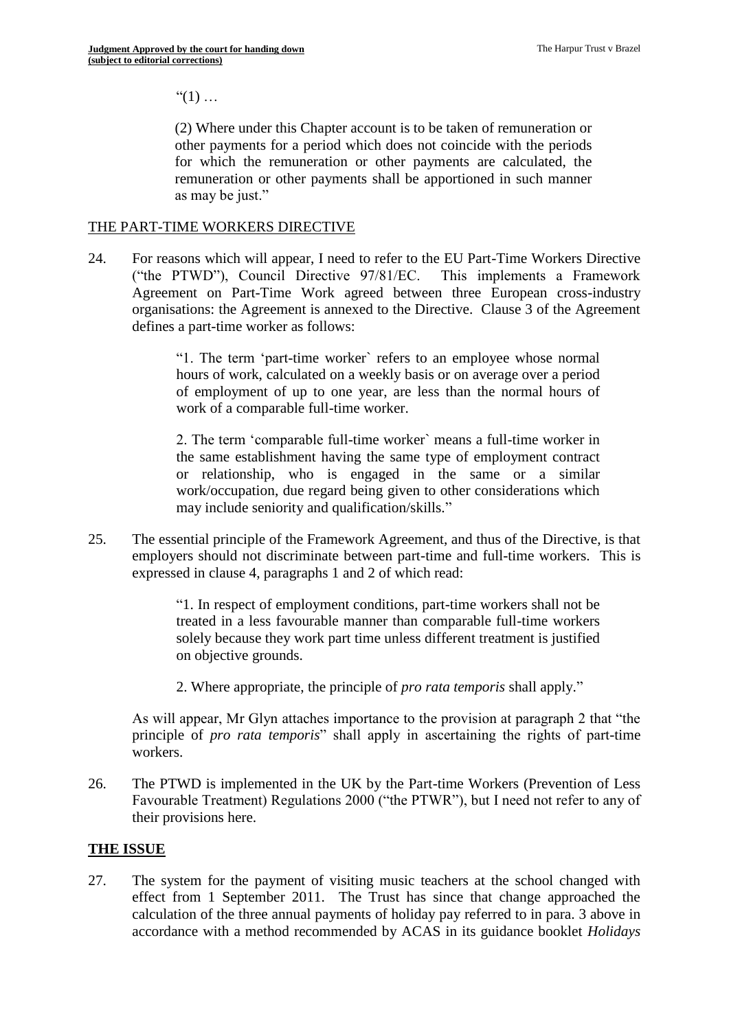"(1) …

(2) Where under this Chapter account is to be taken of remuneration or other payments for a period which does not coincide with the periods for which the remuneration or other payments are calculated, the remuneration or other payments shall be apportioned in such manner as may be just."

THE PART-TIME WORKERS DIRECTIVE

24. For reasons which will appear, I need to refer to the EU Part-Time Workers Directive ("the PTWD"), Council Directive 97/81/EC. This implements a Framework Agreement on Part-Time Work agreed between three European cross-industry organisations: the Agreement is annexed to the Directive. Clause 3 of the Agreement defines a part-time worker as follows:

> "1. The term 'part-time worker` refers to an employee whose normal hours of work, calculated on a weekly basis or on average over a period of employment of up to one year, are less than the normal hours of work of a comparable full-time worker.
>
> 2. The term 'comparable full-time worker` means a full-time worker in the same establishment having the same type of employment contract or relationship, who is engaged in the same or a similar work/occupation, due regard being given to other considerations which may include seniority and qualification/skills."

25. The essential principle of the Framework Agreement, and thus of the Directive, is that employers should not discriminate between part-time and full-time workers. This is expressed in clause 4, paragraphs 1 and 2 of which read:

> "1. In respect of employment conditions, part-time workers shall not be treated in a less favourable manner than comparable full-time workers solely because they work part time unless different treatment is justified on objective grounds.
>
> 2. Where appropriate, the principle of *pro rata temporis* shall apply."

As will appear, Mr Glyn attaches importance to the provision at paragraph 2 that "the principle of *pro rata temporis*" shall apply in ascertaining the rights of part-time workers.

26. The PTWD is implemented in the UK by the Part-time Workers (Prevention of Less Favourable Treatment) Regulations 2000 ("the PTWR"), but I need not refer to any of their provisions here.

## THE ISSUE

27. The system for the payment of visiting music teachers at the school changed with effect from 1 September 2011. The Trust has since that change approached the calculation of the three annual payments of holiday pay referred to in para. 3 above in accordance with a method recommended by ACAS in its guidance booklet *Holidays*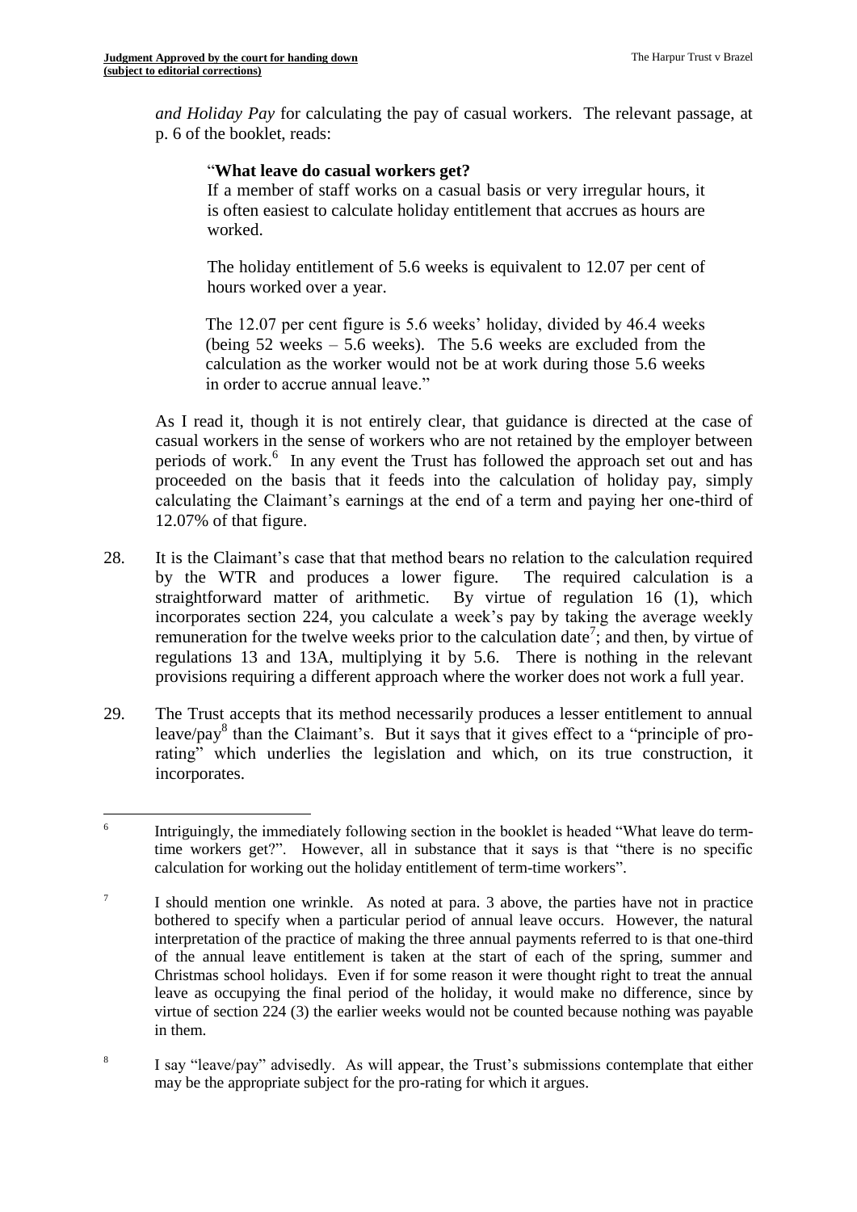*and Holiday Pay* for calculating the pay of casual workers. The relevant passage, at p. 6 of the booklet, reads:

> "**What leave do casual workers get?**
>
> If a member of staff works on a casual basis or very irregular hours, it is often easiest to calculate holiday entitlement that accrues as hours are worked.
>
> The holiday entitlement of 5.6 weeks is equivalent to 12.07 per cent of hours worked over a year.
>
> The 12.07 per cent figure is 5.6 weeks' holiday, divided by 46.4 weeks (being 52 weeks – 5.6 weeks). The 5.6 weeks are excluded from the calculation as the worker would not be at work during those 5.6 weeks in order to accrue annual leave."

As I read it, though it is not entirely clear, that guidance is directed at the case of casual workers in the sense of workers who are not retained by the employer between periods of work.[6] In any event the Trust has followed the approach set out and has proceeded on the basis that it feeds into the calculation of holiday pay, simply calculating the Claimant's earnings at the end of a term and paying her one-third of 12.07% of that figure.

28. It is the Claimant's case that that method bears no relation to the calculation required by the WTR and produces a lower figure. The required calculation is a straightforward matter of arithmetic. By virtue of regulation 16 (1), which incorporates section 224, you calculate a week's pay by taking the average weekly remuneration for the twelve weeks prior to the calculation date[7]; and then, by virtue of regulations 13 and 13A, multiplying it by 5.6. There is nothing in the relevant provisions requiring a different approach where the worker does not work a full year.

29. The Trust accepts that its method necessarily produces a lesser entitlement to annual leave/pay[8] than the Claimant's. But it says that it gives effect to a "principle of pro-rating" which underlies the legislation and which, on its true construction, it incorporates.

---

[6] Intriguingly, the immediately following section in the booklet is headed "What leave do term-time workers get?". However, all in substance that it says is that "there is no specific calculation for working out the holiday entitlement of term-time workers".

[7] I should mention one wrinkle. As noted at para. 3 above, the parties have not in practice bothered to specify when a particular period of annual leave occurs. However, the natural interpretation of the practice of making the three annual payments referred to is that one-third of the annual leave entitlement is taken at the start of each of the spring, summer and Christmas school holidays. Even if for some reason it were thought right to treat the annual leave as occupying the final period of the holiday, it would make no difference, since by virtue of section 224 (3) the earlier weeks would not be counted because nothing was payable in them.

[8] I say "leave/pay" advisedly. As will appear, the Trust's submissions contemplate that either may be the appropriate subject for the pro-rating for which it argues.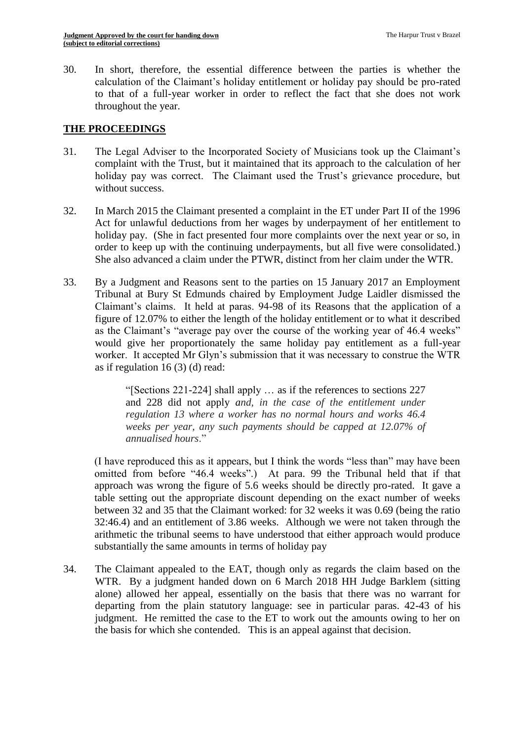30. In short, therefore, the essential difference between the parties is whether the calculation of the Claimant's holiday entitlement or holiday pay should be pro-rated to that of a full-year worker in order to reflect the fact that she does not work throughout the year.

## THE PROCEEDINGS

31. The Legal Adviser to the Incorporated Society of Musicians took up the Claimant's complaint with the Trust, but it maintained that its approach to the calculation of her holiday pay was correct. The Claimant used the Trust's grievance procedure, but without success.

32. In March 2015 the Claimant presented a complaint in the ET under Part II of the 1996 Act for unlawful deductions from her wages by underpayment of her entitlement to holiday pay. (She in fact presented four more complaints over the next year or so, in order to keep up with the continuing underpayments, but all five were consolidated.) She also advanced a claim under the PTWR, distinct from her claim under the WTR.

33. By a Judgment and Reasons sent to the parties on 15 January 2017 an Employment Tribunal at Bury St Edmunds chaired by Employment Judge Laidler dismissed the Claimant's claims. It held at paras. 94-98 of its Reasons that the application of a figure of 12.07% to either the length of the holiday entitlement or to what it described as the Claimant's "average pay over the course of the working year of 46.4 weeks" would give her proportionately the same holiday pay entitlement as a full-year worker. It accepted Mr Glyn's submission that it was necessary to construe the WTR as if regulation 16 (3) (d) read:

> "[Sections 221-224] shall apply … as if the references to sections 227 and 228 did not apply *and, in the case of the entitlement under regulation 13 where a worker has no normal hours and works 46.4 weeks per year, any such payments should be capped at 12.07% of annualised hours*."

(I have reproduced this as it appears, but I think the words "less than" may have been omitted from before "46.4 weeks".) At para. 99 the Tribunal held that if that approach was wrong the figure of 5.6 weeks should be directly pro-rated. It gave a table setting out the appropriate discount depending on the exact number of weeks between 32 and 35 that the Claimant worked: for 32 weeks it was 0.69 (being the ratio 32:46.4) and an entitlement of 3.86 weeks. Although we were not taken through the arithmetic the tribunal seems to have understood that either approach would produce substantially the same amounts in terms of holiday pay

34. The Claimant appealed to the EAT, though only as regards the claim based on the WTR. By a judgment handed down on 6 March 2018 HH Judge Barklem (sitting alone) allowed her appeal, essentially on the basis that there was no warrant for departing from the plain statutory language: see in particular paras. 42-43 of his judgment. He remitted the case to the ET to work out the amounts owing to her on the basis for which she contended. This is an appeal against that decision.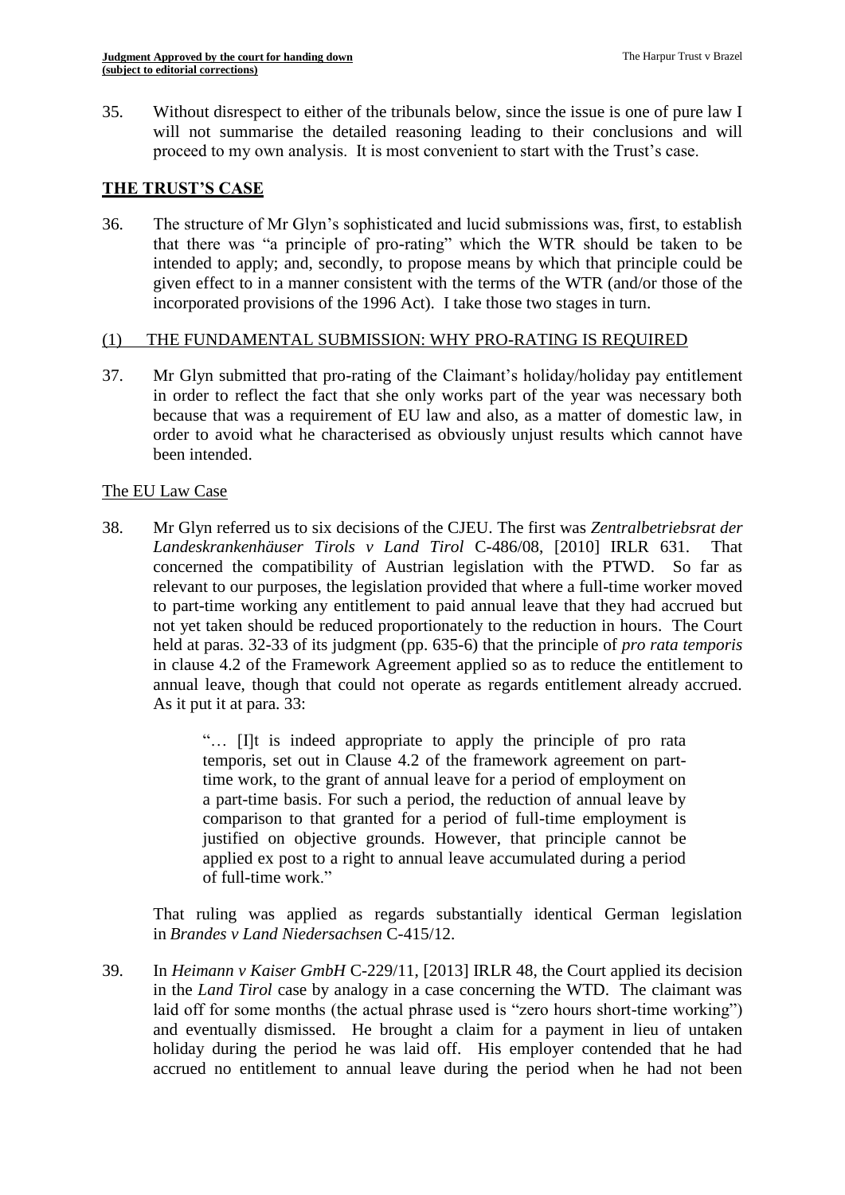35. Without disrespect to either of the tribunals below, since the issue is one of pure law I will not summarise the detailed reasoning leading to their conclusions and will proceed to my own analysis. It is most convenient to start with the Trust's case.

## THE TRUST'S CASE

36. The structure of Mr Glyn's sophisticated and lucid submissions was, first, to establish that there was "a principle of pro-rating" which the WTR should be taken to be intended to apply; and, secondly, to propose means by which that principle could be given effect to in a manner consistent with the terms of the WTR (and/or those of the incorporated provisions of the 1996 Act). I take those two stages in turn.

### (1) THE FUNDAMENTAL SUBMISSION: WHY PRO-RATING IS REQUIRED

37. Mr Glyn submitted that pro-rating of the Claimant's holiday/holiday pay entitlement in order to reflect the fact that she only works part of the year was necessary both because that was a requirement of EU law and also, as a matter of domestic law, in order to avoid what he characterised as obviously unjust results which cannot have been intended.

#### The EU Law Case

38. Mr Glyn referred us to six decisions of the CJEU. The first was *Zentralbetriebsrat der Landeskrankenhäuser Tirols v Land Tirol* C-486/08, [2010] IRLR 631. That concerned the compatibility of Austrian legislation with the PTWD. So far as relevant to our purposes, the legislation provided that where a full-time worker moved to part-time working any entitlement to paid annual leave that they had accrued but not yet taken should be reduced proportionately to the reduction in hours. The Court held at paras. 32-33 of its judgment (pp. 635-6) that the principle of *pro rata temporis* in clause 4.2 of the Framework Agreement applied so as to reduce the entitlement to annual leave, though that could not operate as regards entitlement already accrued. As it put it at para. 33:

> "… [I]t is indeed appropriate to apply the principle of pro rata temporis, set out in Clause 4.2 of the framework agreement on part-time work, to the grant of annual leave for a period of employment on a part-time basis. For such a period, the reduction of annual leave by comparison to that granted for a period of full-time employment is justified on objective grounds. However, that principle cannot be applied ex post to a right to annual leave accumulated during a period of full-time work."

That ruling was applied as regards substantially identical German legislation in *Brandes v Land Niedersachsen* C-415/12.

39. In *Heimann v Kaiser GmbH* C-229/11, [2013] IRLR 48, the Court applied its decision in the *Land Tirol* case by analogy in a case concerning the WTD. The claimant was laid off for some months (the actual phrase used is "zero hours short-time working") and eventually dismissed. He brought a claim for a payment in lieu of untaken holiday during the period he was laid off. His employer contended that he had accrued no entitlement to annual leave during the period when he had not been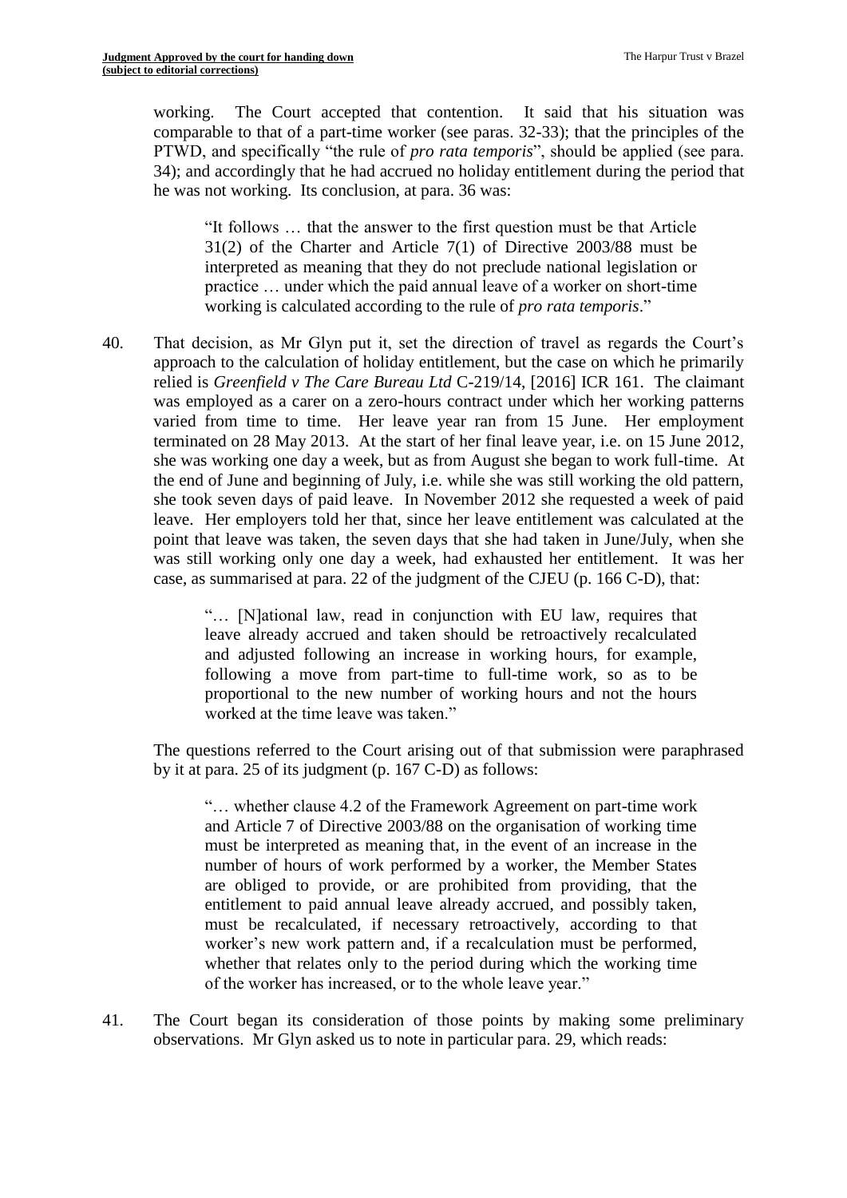working. The Court accepted that contention. It said that his situation was comparable to that of a part-time worker (see paras. 32-33); that the principles of the PTWD, and specifically "the rule of *pro rata temporis*", should be applied (see para. 34); and accordingly that he had accrued no holiday entitlement during the period that he was not working. Its conclusion, at para. 36 was:

> "It follows … that the answer to the first question must be that Article 31(2) of the Charter and Article 7(1) of Directive 2003/88 must be interpreted as meaning that they do not preclude national legislation or practice … under which the paid annual leave of a worker on short-time working is calculated according to the rule of *pro rata temporis*."

40. That decision, as Mr Glyn put it, set the direction of travel as regards the Court's approach to the calculation of holiday entitlement, but the case on which he primarily relied is *Greenfield v The Care Bureau Ltd* C-219/14, [2016] ICR 161. The claimant was employed as a carer on a zero-hours contract under which her working patterns varied from time to time. Her leave year ran from 15 June. Her employment terminated on 28 May 2013. At the start of her final leave year, i.e. on 15 June 2012, she was working one day a week, but as from August she began to work full-time. At the end of June and beginning of July, i.e. while she was still working the old pattern, she took seven days of paid leave. In November 2012 she requested a week of paid leave. Her employers told her that, since her leave entitlement was calculated at the point that leave was taken, the seven days that she had taken in June/July, when she was still working only one day a week, had exhausted her entitlement. It was her case, as summarised at para. 22 of the judgment of the CJEU (p. 166 C-D), that:

> "… [N]ational law, read in conjunction with EU law, requires that leave already accrued and taken should be retroactively recalculated and adjusted following an increase in working hours, for example, following a move from part-time to full-time work, so as to be proportional to the new number of working hours and not the hours worked at the time leave was taken."

The questions referred to the Court arising out of that submission were paraphrased by it at para. 25 of its judgment (p. 167 C-D) as follows:

> "… whether clause 4.2 of the Framework Agreement on part-time work and Article 7 of Directive 2003/88 on the organisation of working time must be interpreted as meaning that, in the event of an increase in the number of hours of work performed by a worker, the Member States are obliged to provide, or are prohibited from providing, that the entitlement to paid annual leave already accrued, and possibly taken, must be recalculated, if necessary retroactively, according to that worker's new work pattern and, if a recalculation must be performed, whether that relates only to the period during which the working time of the worker has increased, or to the whole leave year."

41. The Court began its consideration of those points by making some preliminary observations. Mr Glyn asked us to note in particular para. 29, which reads: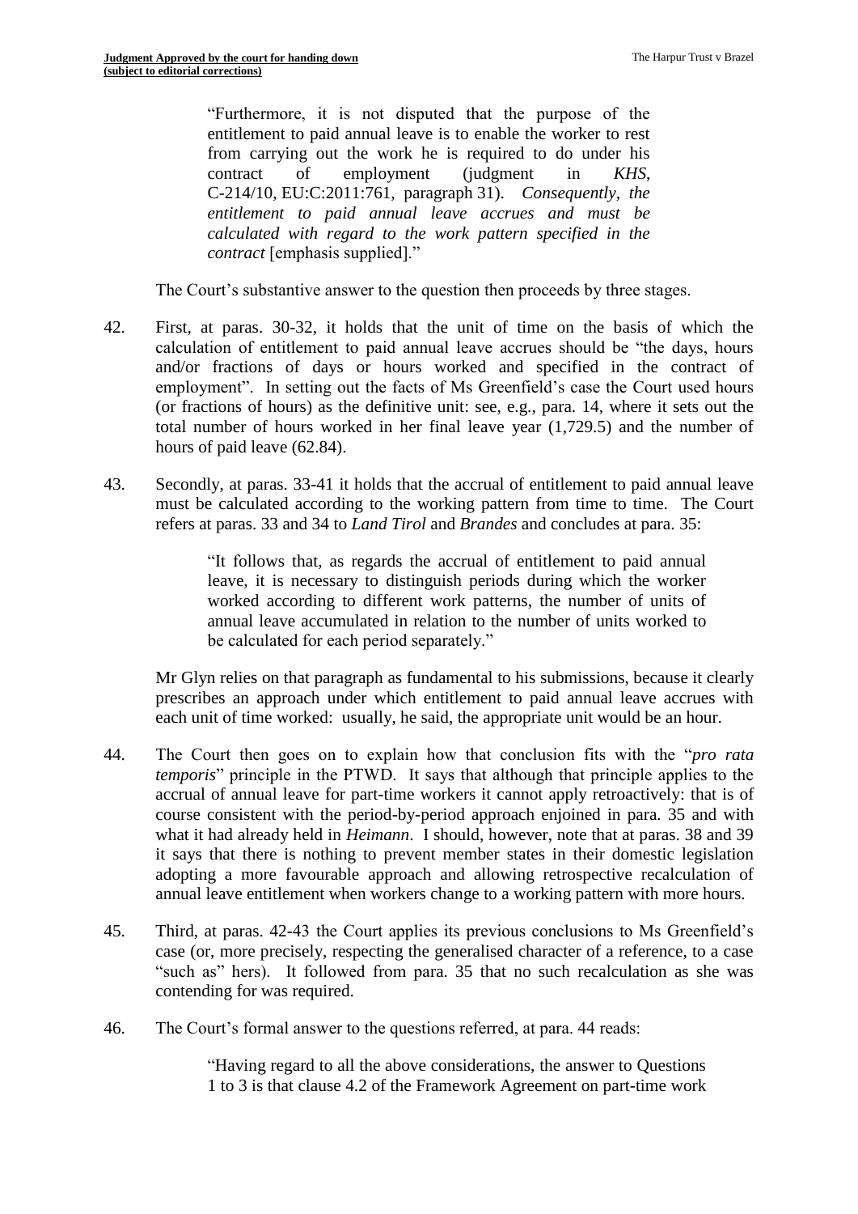> "Furthermore, it is not disputed that the purpose of the entitlement to paid annual leave is to enable the worker to rest from carrying out the work he is required to do under his contract of employment (judgment in *KHS*, C-214/10, EU:C:2011:761, paragraph 31). *Consequently, the entitlement to paid annual leave accrues and must be calculated with regard to the work pattern specified in the contract* [emphasis supplied]."

The Court's substantive answer to the question then proceeds by three stages.

42. First, at paras. 30-32, it holds that the unit of time on the basis of which the calculation of entitlement to paid annual leave accrues should be "the days, hours and/or fractions of days or hours worked and specified in the contract of employment". In setting out the facts of Ms Greenfield's case the Court used hours (or fractions of hours) as the definitive unit: see, e.g., para. 14, where it sets out the total number of hours worked in her final leave year (1,729.5) and the number of hours of paid leave (62.84).

43. Secondly, at paras. 33-41 it holds that the accrual of entitlement to paid annual leave must be calculated according to the working pattern from time to time. The Court refers at paras. 33 and 34 to *Land Tirol* and *Brandes* and concludes at para. 35:

> "It follows that, as regards the accrual of entitlement to paid annual leave, it is necessary to distinguish periods during which the worker worked according to different work patterns, the number of units of annual leave accumulated in relation to the number of units worked to be calculated for each period separately."

Mr Glyn relies on that paragraph as fundamental to his submissions, because it clearly prescribes an approach under which entitlement to paid annual leave accrues with each unit of time worked: usually, he said, the appropriate unit would be an hour.

44. The Court then goes on to explain how that conclusion fits with the "*pro rata temporis*" principle in the PTWD. It says that although that principle applies to the accrual of annual leave for part-time workers it cannot apply retroactively: that is of course consistent with the period-by-period approach enjoined in para. 35 and with what it had already held in *Heimann*. I should, however, note that at paras. 38 and 39 it says that there is nothing to prevent member states in their domestic legislation adopting a more favourable approach and allowing retrospective recalculation of annual leave entitlement when workers change to a working pattern with more hours.

45. Third, at paras. 42-43 the Court applies its previous conclusions to Ms Greenfield's case (or, more precisely, respecting the generalised character of a reference, to a case "such as" hers). It followed from para. 35 that no such recalculation as she was contending for was required.

46. The Court's formal answer to the questions referred, at para. 44 reads:

> "Having regard to all the above considerations, the answer to Questions 1 to 3 is that clause 4.2 of the Framework Agreement on part-time work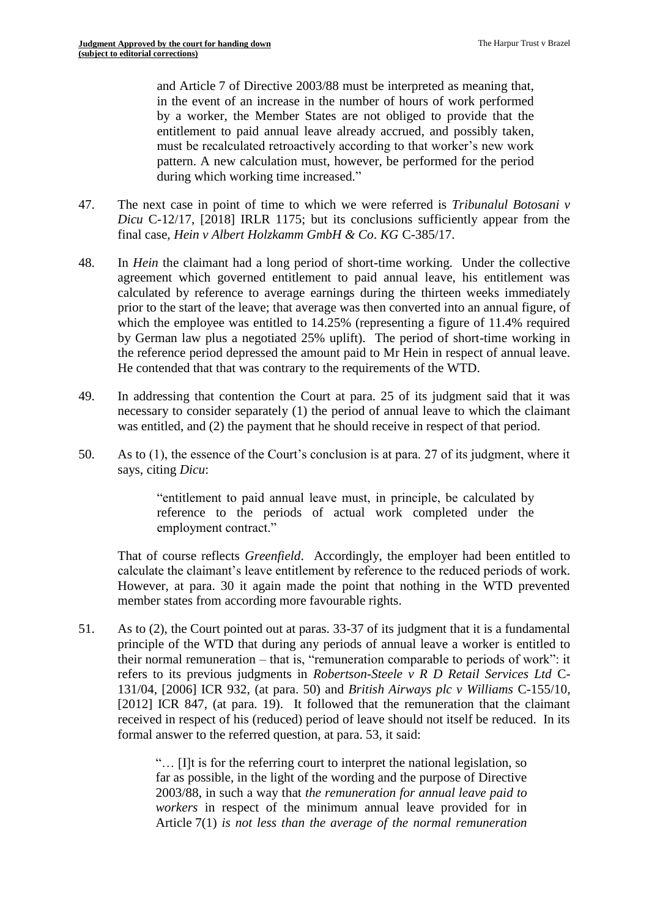> and Article 7 of Directive 2003/88 must be interpreted as meaning that, in the event of an increase in the number of hours of work performed by a worker, the Member States are not obliged to provide that the entitlement to paid annual leave already accrued, and possibly taken, must be recalculated retroactively according to that worker's new work pattern. A new calculation must, however, be performed for the period during which working time increased."

47. The next case in point of time to which we were referred is *Tribunalul Botosani v Dicu* C-12/17, [2018] IRLR 1175; but its conclusions sufficiently appear from the final case, *Hein v Albert Holzkamm GmbH & Co. KG* C-385/17.

48. In *Hein* the claimant had a long period of short-time working. Under the collective agreement which governed entitlement to paid annual leave, his entitlement was calculated by reference to average earnings during the thirteen weeks immediately prior to the start of the leave; that average was then converted into an annual figure, of which the employee was entitled to 14.25% (representing a figure of 11.4% required by German law plus a negotiated 25% uplift). The period of short-time working in the reference period depressed the amount paid to Mr Hein in respect of annual leave. He contended that that was contrary to the requirements of the WTD.

49. In addressing that contention the Court at para. 25 of its judgment said that it was necessary to consider separately (1) the period of annual leave to which the claimant was entitled, and (2) the payment that he should receive in respect of that period.

50. As to (1), the essence of the Court's conclusion is at para. 27 of its judgment, where it says, citing *Dicu*:

    > "entitlement to paid annual leave must, in principle, be calculated by reference to the periods of actual work completed under the employment contract."

    That of course reflects *Greenfield*. Accordingly, the employer had been entitled to calculate the claimant's leave entitlement by reference to the reduced periods of work. However, at para. 30 it again made the point that nothing in the WTD prevented member states from according more favourable rights.

51. As to (2), the Court pointed out at paras. 33-37 of its judgment that it is a fundamental principle of the WTD that during any periods of annual leave a worker is entitled to their normal remuneration – that is, "remuneration comparable to periods of work": it refers to its previous judgments in *Robertson-Steele v R D Retail Services Ltd* C-131/04, [2006] ICR 932, (at para. 50) and *British Airways plc v Williams* C-155/10, [2012] ICR 847, (at para. 19). It followed that the remuneration that the claimant received in respect of his (reduced) period of leave should not itself be reduced. In its formal answer to the referred question, at para. 53, it said:

    > "… [I]t is for the referring court to interpret the national legislation, so far as possible, in the light of the wording and the purpose of Directive 2003/88, in such a way that *the remuneration for annual leave paid to workers* in respect of the minimum annual leave provided for in Article 7(1) *is not less than the average of the normal remuneration*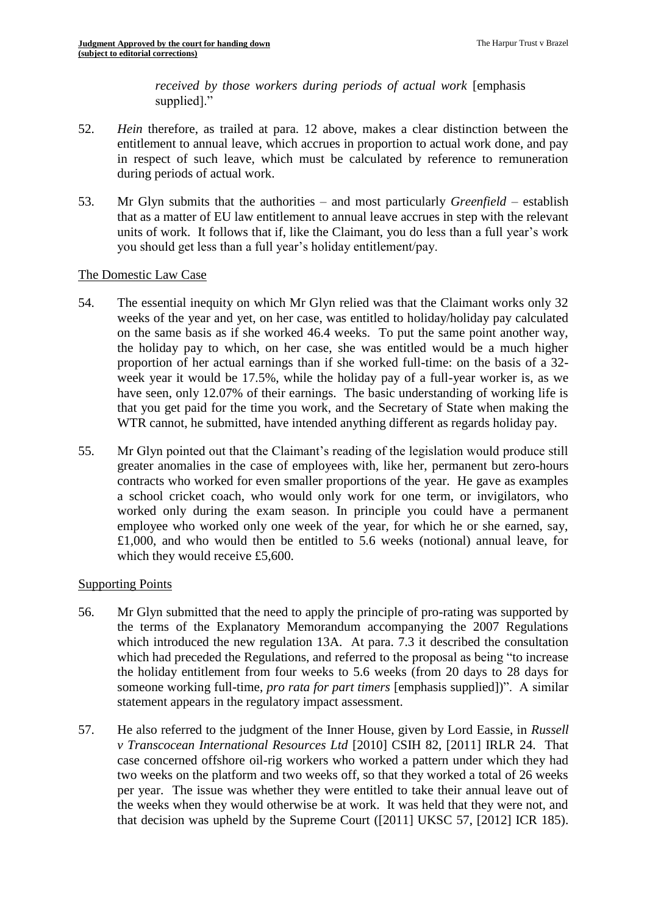*received by those workers during periods of actual work* [emphasis supplied]."

52. *Hein* therefore, as trailed at para. 12 above, makes a clear distinction between the entitlement to annual leave, which accrues in proportion to actual work done, and pay in respect of such leave, which must be calculated by reference to remuneration during periods of actual work.

53. Mr Glyn submits that the authorities – and most particularly *Greenfield* – establish that as a matter of EU law entitlement to annual leave accrues in step with the relevant units of work. It follows that if, like the Claimant, you do less than a full year's work you should get less than a full year's holiday entitlement/pay.

## The Domestic Law Case

54. The essential inequity on which Mr Glyn relied was that the Claimant works only 32 weeks of the year and yet, on her case, was entitled to holiday/holiday pay calculated on the same basis as if she worked 46.4 weeks. To put the same point another way, the holiday pay to which, on her case, she was entitled would be a much higher proportion of her actual earnings than if she worked full-time: on the basis of a 32-week year it would be 17.5%, while the holiday pay of a full-year worker is, as we have seen, only 12.07% of their earnings. The basic understanding of working life is that you get paid for the time you work, and the Secretary of State when making the WTR cannot, he submitted, have intended anything different as regards holiday pay.

55. Mr Glyn pointed out that the Claimant's reading of the legislation would produce still greater anomalies in the case of employees with, like her, permanent but zero-hours contracts who worked for even smaller proportions of the year. He gave as examples a school cricket coach, who would only work for one term, or invigilators, who worked only during the exam season. In principle you could have a permanent employee who worked only one week of the year, for which he or she earned, say, £1,000, and who would then be entitled to 5.6 weeks (notional) annual leave, for which they would receive £5,600.

## Supporting Points

56. Mr Glyn submitted that the need to apply the principle of pro-rating was supported by the terms of the Explanatory Memorandum accompanying the 2007 Regulations which introduced the new regulation 13A. At para. 7.3 it described the consultation which had preceded the Regulations, and referred to the proposal as being "to increase the holiday entitlement from four weeks to 5.6 weeks (from 20 days to 28 days for someone working full-time, *pro rata for part timers* [emphasis supplied])". A similar statement appears in the regulatory impact assessment.

57. He also referred to the judgment of the Inner House, given by Lord Eassie, in *Russell v Transcocean International Resources Ltd* [2010] CSIH 82, [2011] IRLR 24. That case concerned offshore oil-rig workers who worked a pattern under which they had two weeks on the platform and two weeks off, so that they worked a total of 26 weeks per year. The issue was whether they were entitled to take their annual leave out of the weeks when they would otherwise be at work. It was held that they were not, and that decision was upheld by the Supreme Court ([2011] UKSC 57, [2012] ICR 185).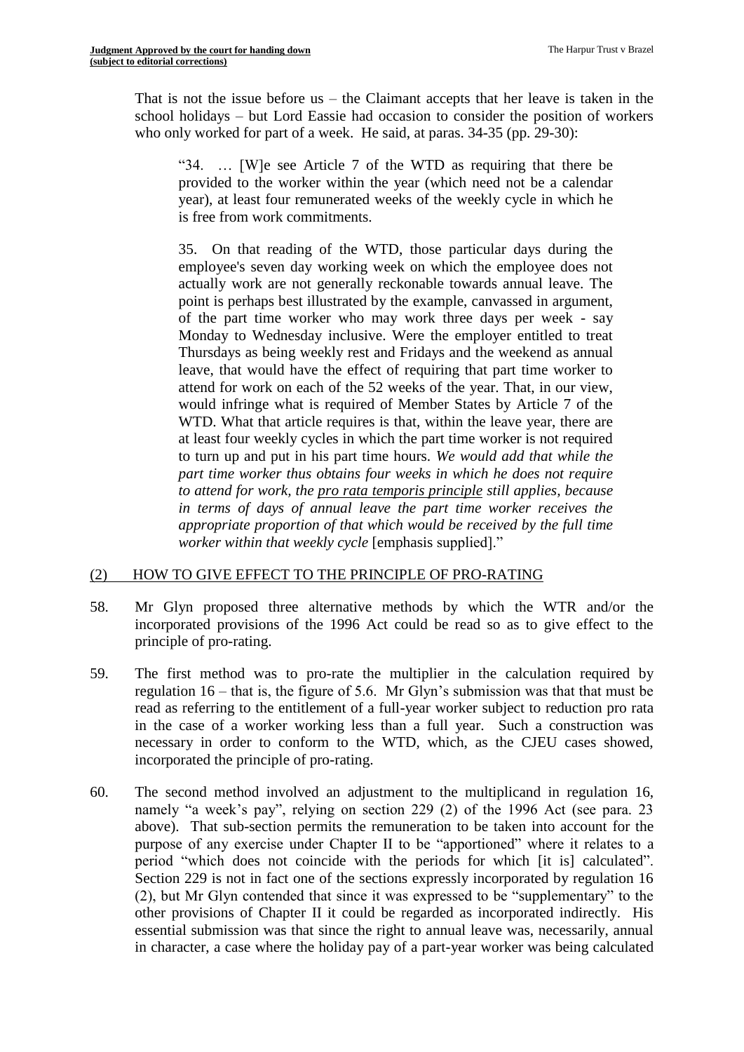That is not the issue before us – the Claimant accepts that her leave is taken in the school holidays – but Lord Eassie had occasion to consider the position of workers who only worked for part of a week. He said, at paras. 34-35 (pp. 29-30):

> "34. … [W]e see Article 7 of the WTD as requiring that there be provided to the worker within the year (which need not be a calendar year), at least four remunerated weeks of the weekly cycle in which he is free from work commitments.
>
> 35. On that reading of the WTD, those particular days during the employee's seven day working week on which the employee does not actually work are not generally reckonable towards annual leave. The point is perhaps best illustrated by the example, canvassed in argument, of the part time worker who may work three days per week - say Monday to Wednesday inclusive. Were the employer entitled to treat Thursdays as being weekly rest and Fridays and the weekend as annual leave, that would have the effect of requiring that part time worker to attend for work on each of the 52 weeks of the year. That, in our view, would infringe what is required of Member States by Article 7 of the WTD. What that article requires is that, within the leave year, there are at least four weekly cycles in which the part time worker is not required to turn up and put in his part time hours. *We would add that while the part time worker thus obtains four weeks in which he does not require to attend for work, the <u>pro rata temporis principle</u> still applies, because in terms of days of annual leave the part time worker receives the appropriate proportion of that which would be received by the full time worker within that weekly cycle* [emphasis supplied]."

## (2) <u>HOW TO GIVE EFFECT TO THE PRINCIPLE OF PRO-RATING</u>

58. Mr Glyn proposed three alternative methods by which the WTR and/or the incorporated provisions of the 1996 Act could be read so as to give effect to the principle of pro-rating.

59. The first method was to pro-rate the multiplier in the calculation required by regulation 16 – that is, the figure of 5.6. Mr Glyn's submission was that that must be read as referring to the entitlement of a full-year worker subject to reduction pro rata in the case of a worker working less than a full year. Such a construction was necessary in order to conform to the WTD, which, as the CJEU cases showed, incorporated the principle of pro-rating.

60. The second method involved an adjustment to the multiplicand in regulation 16, namely "a week's pay", relying on section 229 (2) of the 1996 Act (see para. 23 above). That sub-section permits the remuneration to be taken into account for the purpose of any exercise under Chapter II to be "apportioned" where it relates to a period "which does not coincide with the periods for which [it is] calculated". Section 229 is not in fact one of the sections expressly incorporated by regulation 16 (2), but Mr Glyn contended that since it was expressed to be "supplementary" to the other provisions of Chapter II it could be regarded as incorporated indirectly. His essential submission was that since the right to annual leave was, necessarily, annual in character, a case where the holiday pay of a part-year worker was being calculated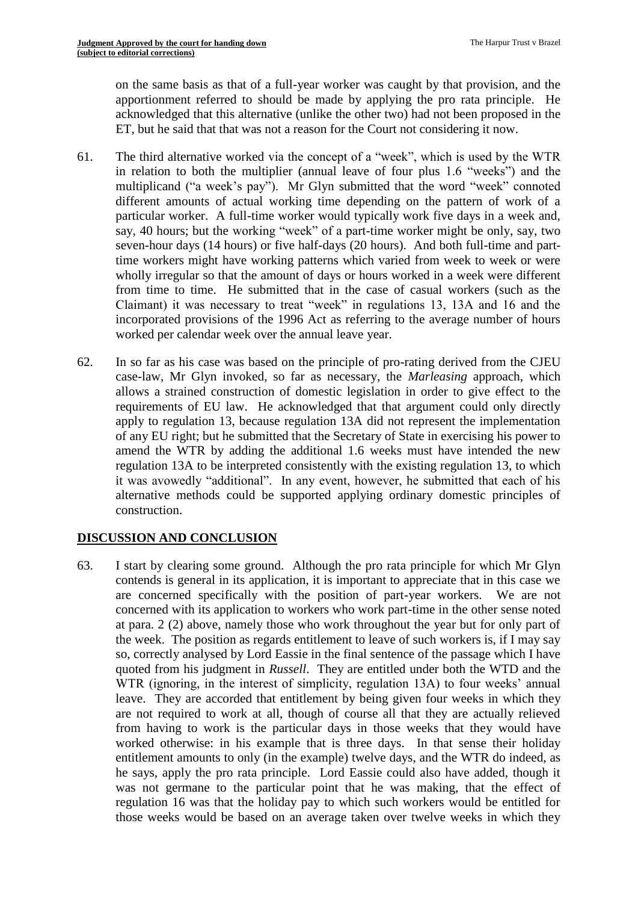on the same basis as that of a full-year worker was caught by that provision, and the apportionment referred to should be made by applying the pro rata principle. He acknowledged that this alternative (unlike the other two) had not been proposed in the ET, but he said that that was not a reason for the Court not considering it now.

61. The third alternative worked via the concept of a "week", which is used by the WTR in relation to both the multiplier (annual leave of four plus 1.6 "weeks") and the multiplicand ("a week's pay"). Mr Glyn submitted that the word "week" connoted different amounts of actual working time depending on the pattern of work of a particular worker. A full-time worker would typically work five days in a week and, say, 40 hours; but the working "week" of a part-time worker might be only, say, two seven-hour days (14 hours) or five half-days (20 hours). And both full-time and part-time workers might have working patterns which varied from week to week or were wholly irregular so that the amount of days or hours worked in a week were different from time to time. He submitted that in the case of casual workers (such as the Claimant) it was necessary to treat "week" in regulations 13, 13A and 16 and the incorporated provisions of the 1996 Act as referring to the average number of hours worked per calendar week over the annual leave year.

62. In so far as his case was based on the principle of pro-rating derived from the CJEU case-law, Mr Glyn invoked, so far as necessary, the *Marleasing* approach, which allows a strained construction of domestic legislation in order to give effect to the requirements of EU law. He acknowledged that that argument could only directly apply to regulation 13, because regulation 13A did not represent the implementation of any EU right; but he submitted that the Secretary of State in exercising his power to amend the WTR by adding the additional 1.6 weeks must have intended the new regulation 13A to be interpreted consistently with the existing regulation 13, to which it was avowedly "additional". In any event, however, he submitted that each of his alternative methods could be supported applying ordinary domestic principles of construction.

## DISCUSSION AND CONCLUSION

63. I start by clearing some ground. Although the pro rata principle for which Mr Glyn contends is general in its application, it is important to appreciate that in this case we are concerned specifically with the position of part-year workers. We are not concerned with its application to workers who work part-time in the other sense noted at para. 2 (2) above, namely those who work throughout the year but for only part of the week. The position as regards entitlement to leave of such workers is, if I may say so, correctly analysed by Lord Eassie in the final sentence of the passage which I have quoted from his judgment in *Russell*. They are entitled under both the WTD and the WTR (ignoring, in the interest of simplicity, regulation 13A) to four weeks' annual leave. They are accorded that entitlement by being given four weeks in which they are not required to work at all, though of course all that they are actually relieved from having to work is the particular days in those weeks that they would have worked otherwise: in his example that is three days. In that sense their holiday entitlement amounts to only (in the example) twelve days, and the WTR do indeed, as he says, apply the pro rata principle. Lord Eassie could also have added, though it was not germane to the particular point that he was making, that the effect of regulation 16 was that the holiday pay to which such workers would be entitled for those weeks would be based on an average taken over twelve weeks in which they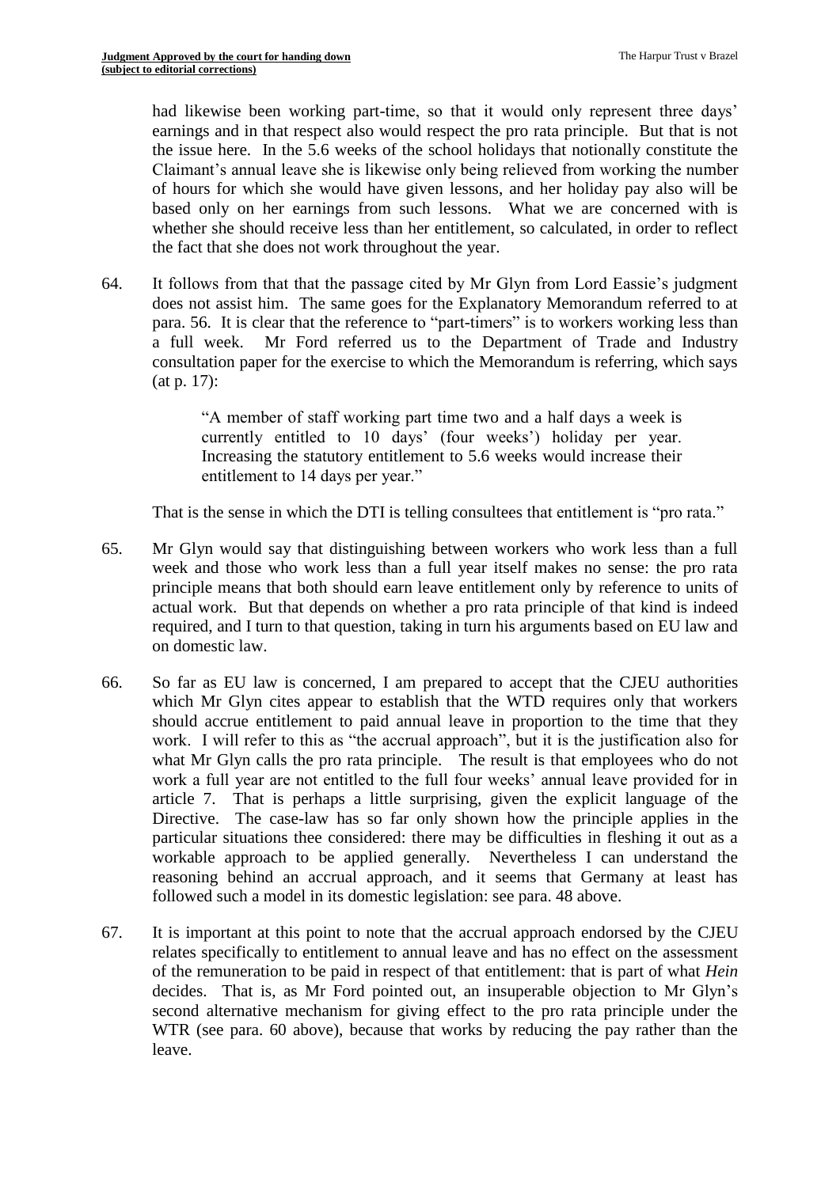had likewise been working part-time, so that it would only represent three days' earnings and in that respect also would respect the pro rata principle. But that is not the issue here. In the 5.6 weeks of the school holidays that notionally constitute the Claimant's annual leave she is likewise only being relieved from working the number of hours for which she would have given lessons, and her holiday pay also will be based only on her earnings from such lessons. What we are concerned with is whether she should receive less than her entitlement, so calculated, in order to reflect the fact that she does not work throughout the year.

64. It follows from that that the passage cited by Mr Glyn from Lord Eassie's judgment does not assist him. The same goes for the Explanatory Memorandum referred to at para. 56. It is clear that the reference to "part-timers" is to workers working less than a full week. Mr Ford referred us to the Department of Trade and Industry consultation paper for the exercise to which the Memorandum is referring, which says (at p. 17):

> "A member of staff working part time two and a half days a week is currently entitled to 10 days' (four weeks') holiday per year. Increasing the statutory entitlement to 5.6 weeks would increase their entitlement to 14 days per year."

That is the sense in which the DTI is telling consultees that entitlement is "pro rata."

65. Mr Glyn would say that distinguishing between workers who work less than a full week and those who work less than a full year itself makes no sense: the pro rata principle means that both should earn leave entitlement only by reference to units of actual work. But that depends on whether a pro rata principle of that kind is indeed required, and I turn to that question, taking in turn his arguments based on EU law and on domestic law.

66. So far as EU law is concerned, I am prepared to accept that the CJEU authorities which Mr Glyn cites appear to establish that the WTD requires only that workers should accrue entitlement to paid annual leave in proportion to the time that they work. I will refer to this as "the accrual approach", but it is the justification also for what Mr Glyn calls the pro rata principle. The result is that employees who do not work a full year are not entitled to the full four weeks' annual leave provided for in article 7. That is perhaps a little surprising, given the explicit language of the Directive. The case-law has so far only shown how the principle applies in the particular situations thee considered: there may be difficulties in fleshing it out as a workable approach to be applied generally. Nevertheless I can understand the reasoning behind an accrual approach, and it seems that Germany at least has followed such a model in its domestic legislation: see para. 48 above.

67. It is important at this point to note that the accrual approach endorsed by the CJEU relates specifically to entitlement to annual leave and has no effect on the assessment of the remuneration to be paid in respect of that entitlement: that is part of what *Hein* decides. That is, as Mr Ford pointed out, an insuperable objection to Mr Glyn's second alternative mechanism for giving effect to the pro rata principle under the WTR (see para. 60 above), because that works by reducing the pay rather than the leave.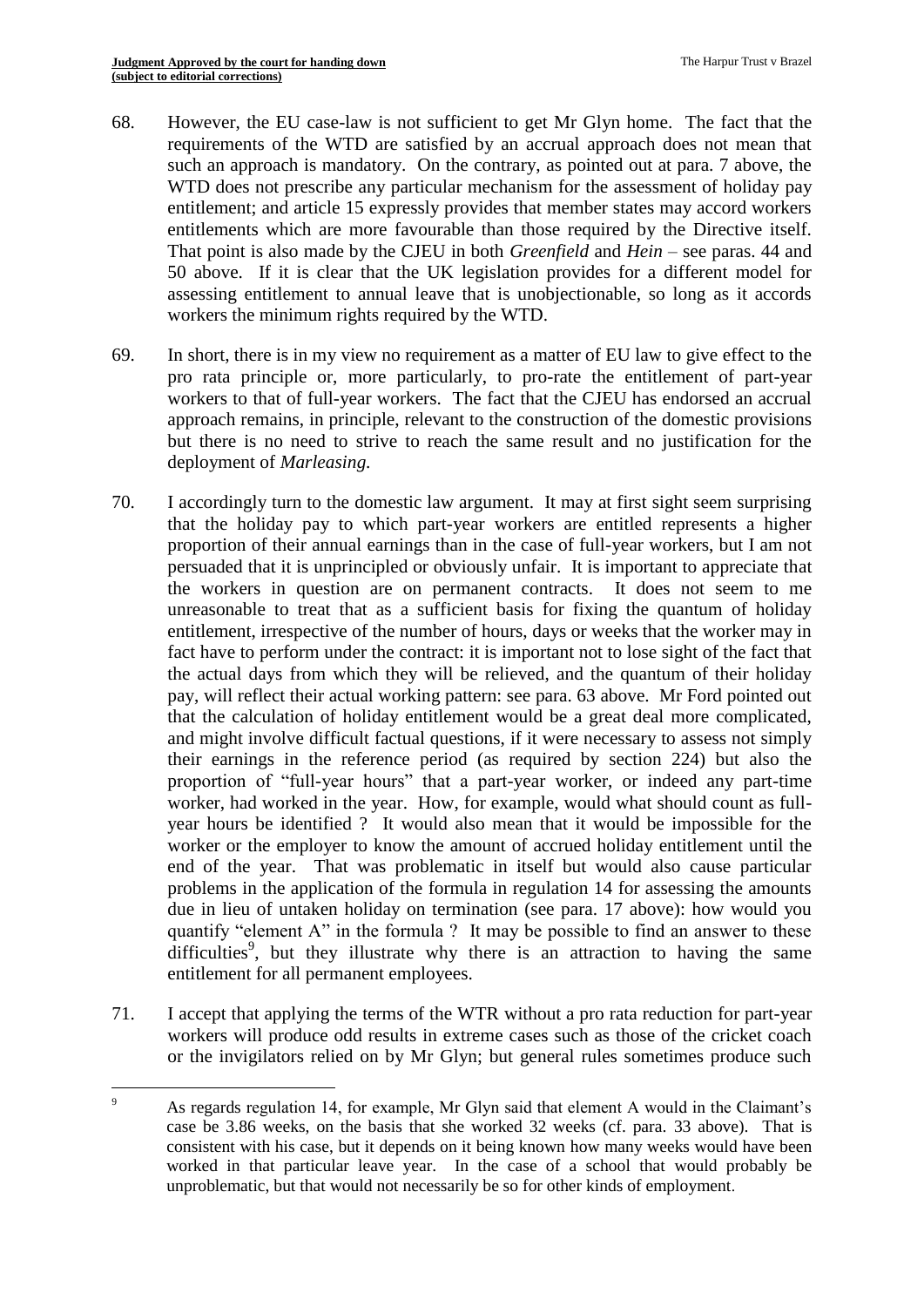68. However, the EU case-law is not sufficient to get Mr Glyn home. The fact that the requirements of the WTD are satisfied by an accrual approach does not mean that such an approach is mandatory. On the contrary, as pointed out at para. 7 above, the WTD does not prescribe any particular mechanism for the assessment of holiday pay entitlement; and article 15 expressly provides that member states may accord workers entitlements which are more favourable than those required by the Directive itself. That point is also made by the CJEU in both *Greenfield* and *Hein* – see paras. 44 and 50 above. If it is clear that the UK legislation provides for a different model for assessing entitlement to annual leave that is unobjectionable, so long as it accords workers the minimum rights required by the WTD.

69. In short, there is in my view no requirement as a matter of EU law to give effect to the pro rata principle or, more particularly, to pro-rate the entitlement of part-year workers to that of full-year workers. The fact that the CJEU has endorsed an accrual approach remains, in principle, relevant to the construction of the domestic provisions but there is no need to strive to reach the same result and no justification for the deployment of *Marleasing.*

70. I accordingly turn to the domestic law argument. It may at first sight seem surprising that the holiday pay to which part-year workers are entitled represents a higher proportion of their annual earnings than in the case of full-year workers, but I am not persuaded that it is unprincipled or obviously unfair. It is important to appreciate that the workers in question are on permanent contracts. It does not seem to me unreasonable to treat that as a sufficient basis for fixing the quantum of holiday entitlement, irrespective of the number of hours, days or weeks that the worker may in fact have to perform under the contract: it is important not to lose sight of the fact that the actual days from which they will be relieved, and the quantum of their holiday pay, will reflect their actual working pattern: see para. 63 above. Mr Ford pointed out that the calculation of holiday entitlement would be a great deal more complicated, and might involve difficult factual questions, if it were necessary to assess not simply their earnings in the reference period (as required by section 224) but also the proportion of "full-year hours" that a part-year worker, or indeed any part-time worker, had worked in the year. How, for example, would what should count as full-year hours be identified ? It would also mean that it would be impossible for the worker or the employer to know the amount of accrued holiday entitlement until the end of the year. That was problematic in itself but would also cause particular problems in the application of the formula in regulation 14 for assessing the amounts due in lieu of untaken holiday on termination (see para. 17 above): how would you quantify "element A" in the formula ? It may be possible to find an answer to these difficulties[9], but they illustrate why there is an attraction to having the same entitlement for all permanent employees.

71. I accept that applying the terms of the WTR without a pro rata reduction for part-year workers will produce odd results in extreme cases such as those of the cricket coach or the invigilators relied on by Mr Glyn; but general rules sometimes produce such

---

[9] As regards regulation 14, for example, Mr Glyn said that element A would in the Claimant's case be 3.86 weeks, on the basis that she worked 32 weeks (cf. para. 33 above). That is consistent with his case, but it depends on it being known how many weeks would have been worked in that particular leave year. In the case of a school that would probably be unproblematic, but that would not necessarily be so for other kinds of employment.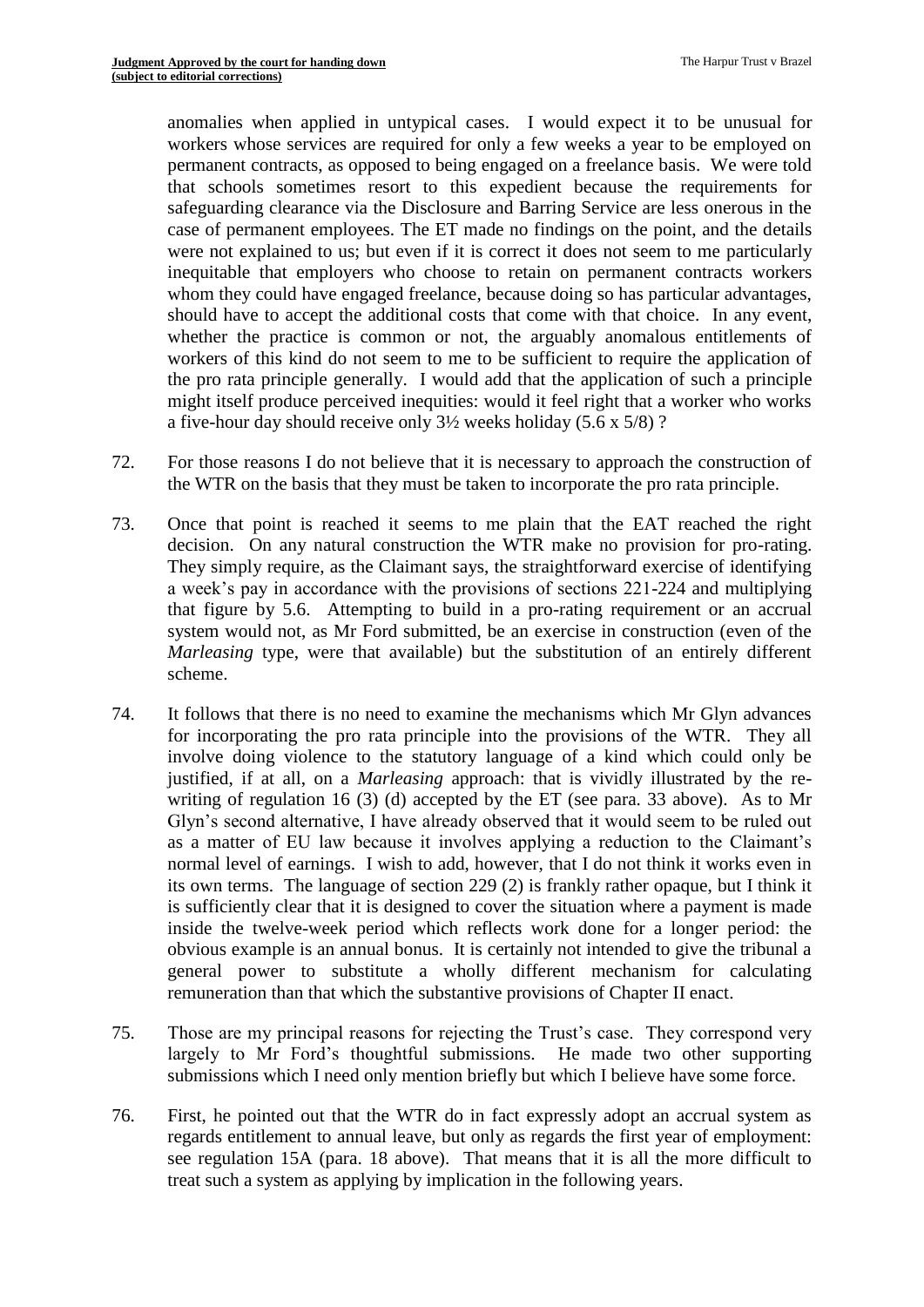anomalies when applied in untypical cases. I would expect it to be unusual for workers whose services are required for only a few weeks a year to be employed on permanent contracts, as opposed to being engaged on a freelance basis. We were told that schools sometimes resort to this expedient because the requirements for safeguarding clearance via the Disclosure and Barring Service are less onerous in the case of permanent employees. The ET made no findings on the point, and the details were not explained to us; but even if it is correct it does not seem to me particularly inequitable that employers who choose to retain on permanent contracts workers whom they could have engaged freelance, because doing so has particular advantages, should have to accept the additional costs that come with that choice. In any event, whether the practice is common or not, the arguably anomalous entitlements of workers of this kind do not seem to me to be sufficient to require the application of the pro rata principle generally. I would add that the application of such a principle might itself produce perceived inequities: would it feel right that a worker who works a five-hour day should receive only 3½ weeks holiday (5.6 x 5/8) ?

72. For those reasons I do not believe that it is necessary to approach the construction of the WTR on the basis that they must be taken to incorporate the pro rata principle.

73. Once that point is reached it seems to me plain that the EAT reached the right decision. On any natural construction the WTR make no provision for pro-rating. They simply require, as the Claimant says, the straightforward exercise of identifying a week's pay in accordance with the provisions of sections 221-224 and multiplying that figure by 5.6. Attempting to build in a pro-rating requirement or an accrual system would not, as Mr Ford submitted, be an exercise in construction (even of the *Marleasing* type, were that available) but the substitution of an entirely different scheme.

74. It follows that there is no need to examine the mechanisms which Mr Glyn advances for incorporating the pro rata principle into the provisions of the WTR. They all involve doing violence to the statutory language of a kind which could only be justified, if at all, on a *Marleasing* approach: that is vividly illustrated by the re-writing of regulation 16 (3) (d) accepted by the ET (see para. 33 above). As to Mr Glyn's second alternative, I have already observed that it would seem to be ruled out as a matter of EU law because it involves applying a reduction to the Claimant's normal level of earnings. I wish to add, however, that I do not think it works even in its own terms. The language of section 229 (2) is frankly rather opaque, but I think it is sufficiently clear that it is designed to cover the situation where a payment is made inside the twelve-week period which reflects work done for a longer period: the obvious example is an annual bonus. It is certainly not intended to give the tribunal a general power to substitute a wholly different mechanism for calculating remuneration than that which the substantive provisions of Chapter II enact.

75. Those are my principal reasons for rejecting the Trust's case. They correspond very largely to Mr Ford's thoughtful submissions. He made two other supporting submissions which I need only mention briefly but which I believe have some force.

76. First, he pointed out that the WTR do in fact expressly adopt an accrual system as regards entitlement to annual leave, but only as regards the first year of employment: see regulation 15A (para. 18 above). That means that it is all the more difficult to treat such a system as applying by implication in the following years.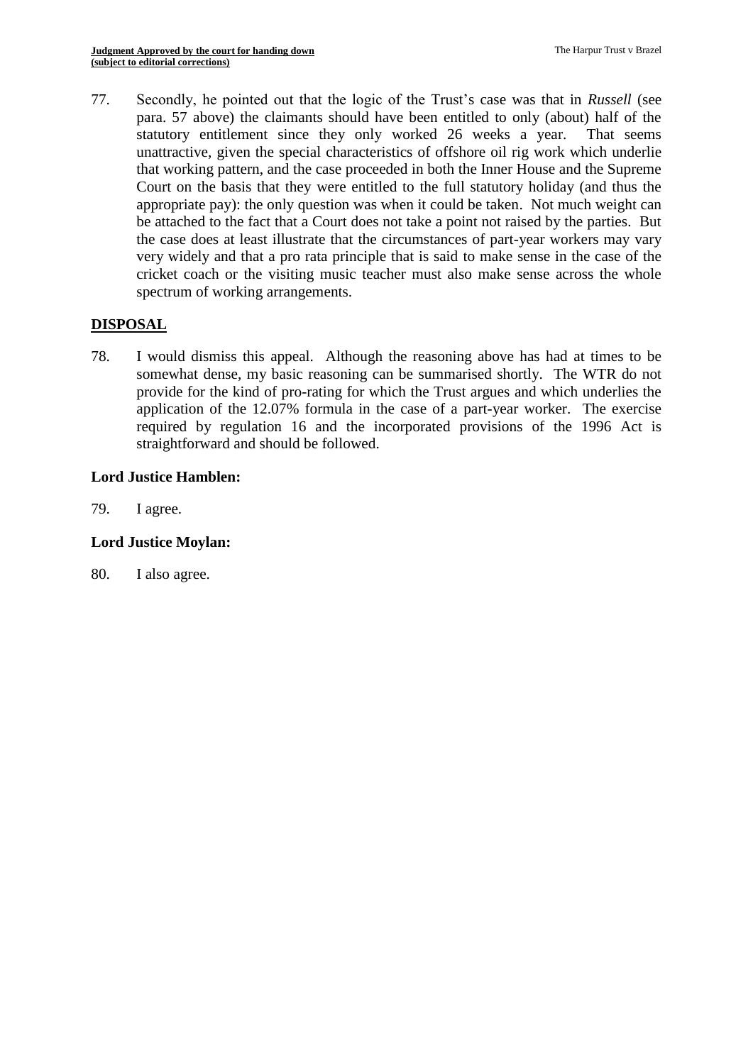77. Secondly, he pointed out that the logic of the Trust's case was that in *Russell* (see para. 57 above) the claimants should have been entitled to only (about) half of the statutory entitlement since they only worked 26 weeks a year. That seems unattractive, given the special characteristics of offshore oil rig work which underlie that working pattern, and the case proceeded in both the Inner House and the Supreme Court on the basis that they were entitled to the full statutory holiday (and thus the appropriate pay): the only question was when it could be taken. Not much weight can be attached to the fact that a Court does not take a point not raised by the parties. But the case does at least illustrate that the circumstances of part-year workers may vary very widely and that a pro rata principle that is said to make sense in the case of the cricket coach or the visiting music teacher must also make sense across the whole spectrum of working arrangements.

## DISPOSAL

78. I would dismiss this appeal. Although the reasoning above has had at times to be somewhat dense, my basic reasoning can be summarised shortly. The WTR do not provide for the kind of pro-rating for which the Trust argues and which underlies the application of the 12.07% formula in the case of a part-year worker. The exercise required by regulation 16 and the incorporated provisions of the 1996 Act is straightforward and should be followed.

**Lord Justice Hamblen:**

79. I agree.

**Lord Justice Moylan:**

80. I also agree.